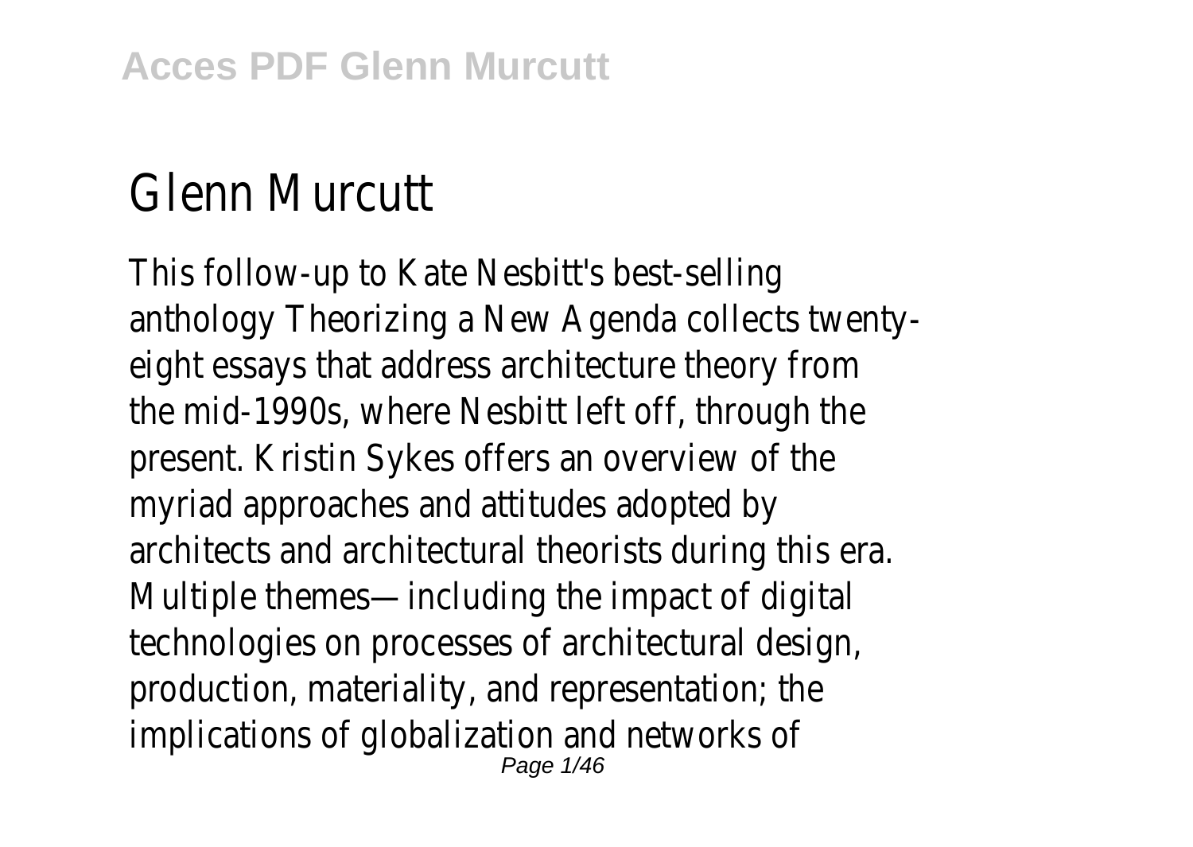# Glenn Murcutt

This follow-up to Kate Nesbitt's best-selling anthology Theorizing a New Agenda collects twenty-eight essays that address architecture theory from the mid-1990s, where Nesbitt left off, through the present. Kristin Sykes offers an overview of the myriad approaches and attitudes adopted by architects and architectural theorists during this era. Multiple themes—including the impact of digital technologies on processes of architectural design, production, materiality, and representation; the implications of globalization and networks of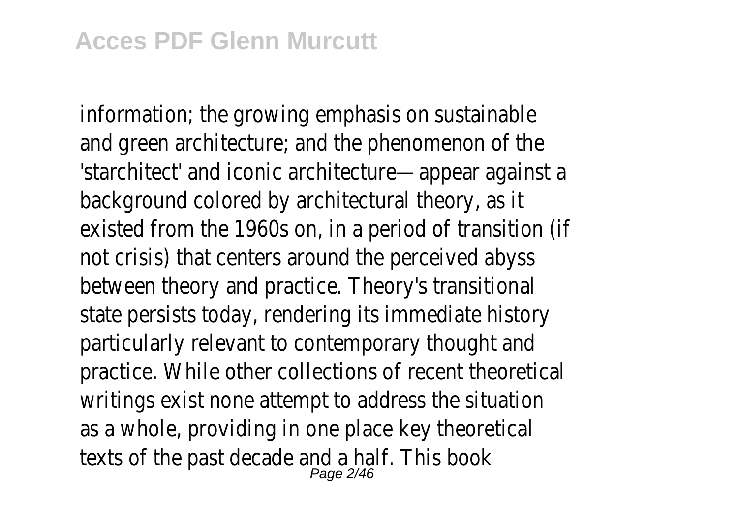information; the growing emphasis on sustainable and green architecture; and the phenomenon of the 'starchitect' and iconic architecture—appear against a background colored by architectural theory, as it existed from the 1960s on, in a period of transition (if not crisis) that centers around the perceived abyss between theory and practice. Theory's transitional state persists today, rendering its immediate history particularly relevant to contemporary thought and practice. While other collections of recent theoretical writings exist none attempt to address the situation as a whole, providing in one place key theoretical texts of the past decade and a half. This book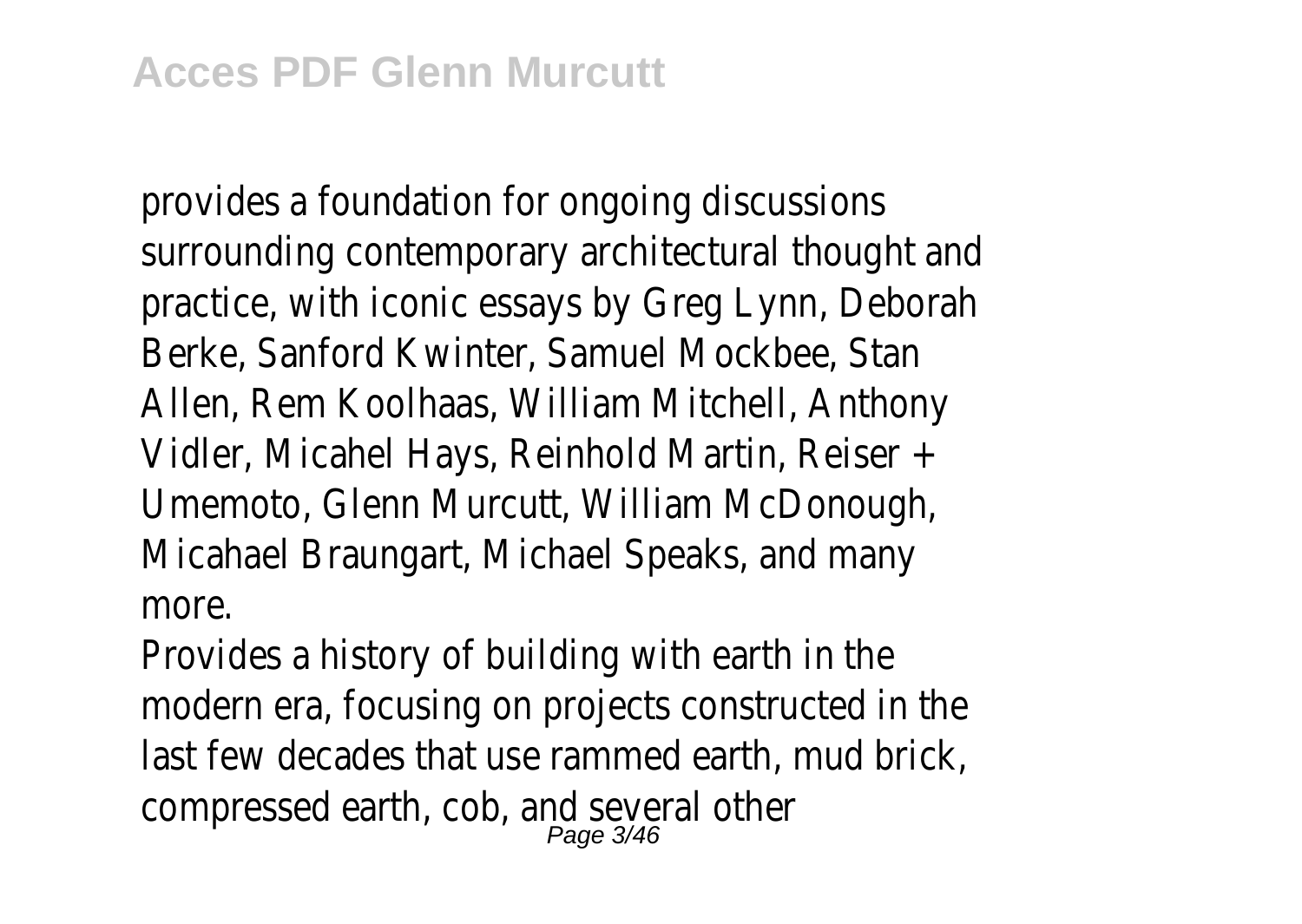provides a foundation for ongoing discussions surrounding contemporary architectural thought and practice, with iconic essays by Greg Lynn, Deborah Berke, Sanford Kwinter, Samuel Mockbee, Stan Allen, Rem Koolhaas, William Mitchell, Anthony Vidler, Micahel Hays, Reinhold Martin, Reiser + Umemoto, Glenn Murcutt, William McDonough, Micahael Braungart, Michael Speaks, and many more.

Provides a history of building with earth in the modern era, focusing on projects constructed in the last few decades that use rammed earth, mud brick, compressed earth, cob, and several other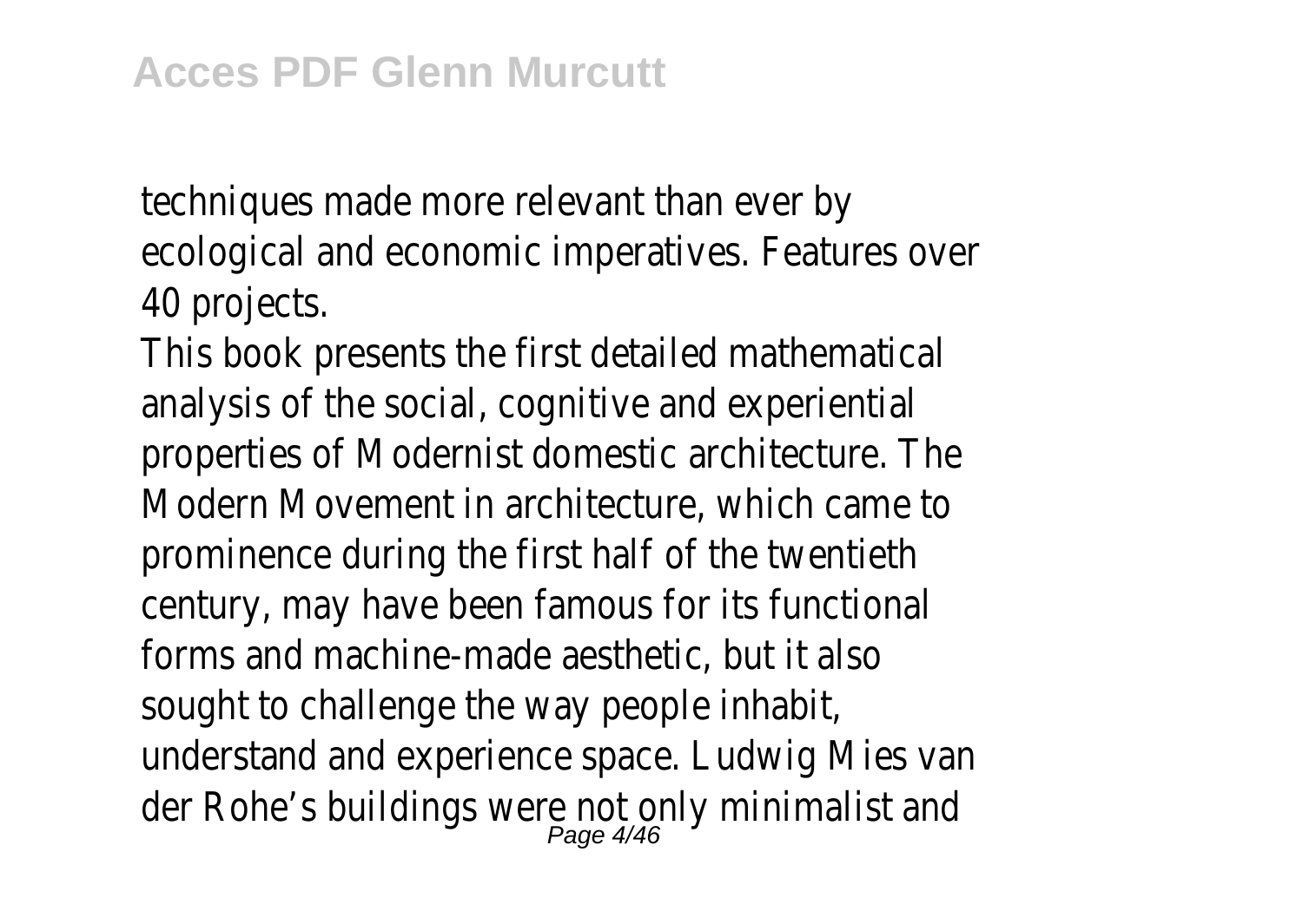techniques made more relevant than ever by ecological and economic imperatives. Features over 40 projects.

This book presents the first detailed mathematical analysis of the social, cognitive and experiential properties of Modernist domestic architecture. The Modern Movement in architecture, which came to prominence during the first half of the twentieth century, may have been famous for its functional forms and machine-made aesthetic, but it also sought to challenge the way people inhabit, understand and experience space. Ludwig Mies van der Rohe's buildings were not only minimalist and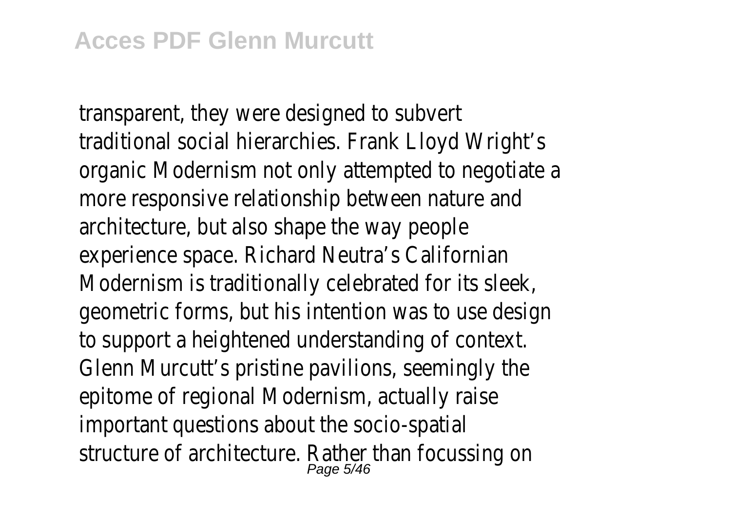transparent, they were designed to subvert traditional social hierarchies. Frank Lloyd Wright's organic Modernism not only attempted to negotiate a more responsive relationship between nature and architecture, but also shape the way people experience space. Richard Neutra's Californian Modernism is traditionally celebrated for its sleek, geometric forms, but his intention was to use design to support a heightened understanding of context. Glenn Murcutt's pristine pavilions, seemingly the epitome of regional Modernism, actually raise important questions about the socio-spatial structure of architecture. Rather than focussing on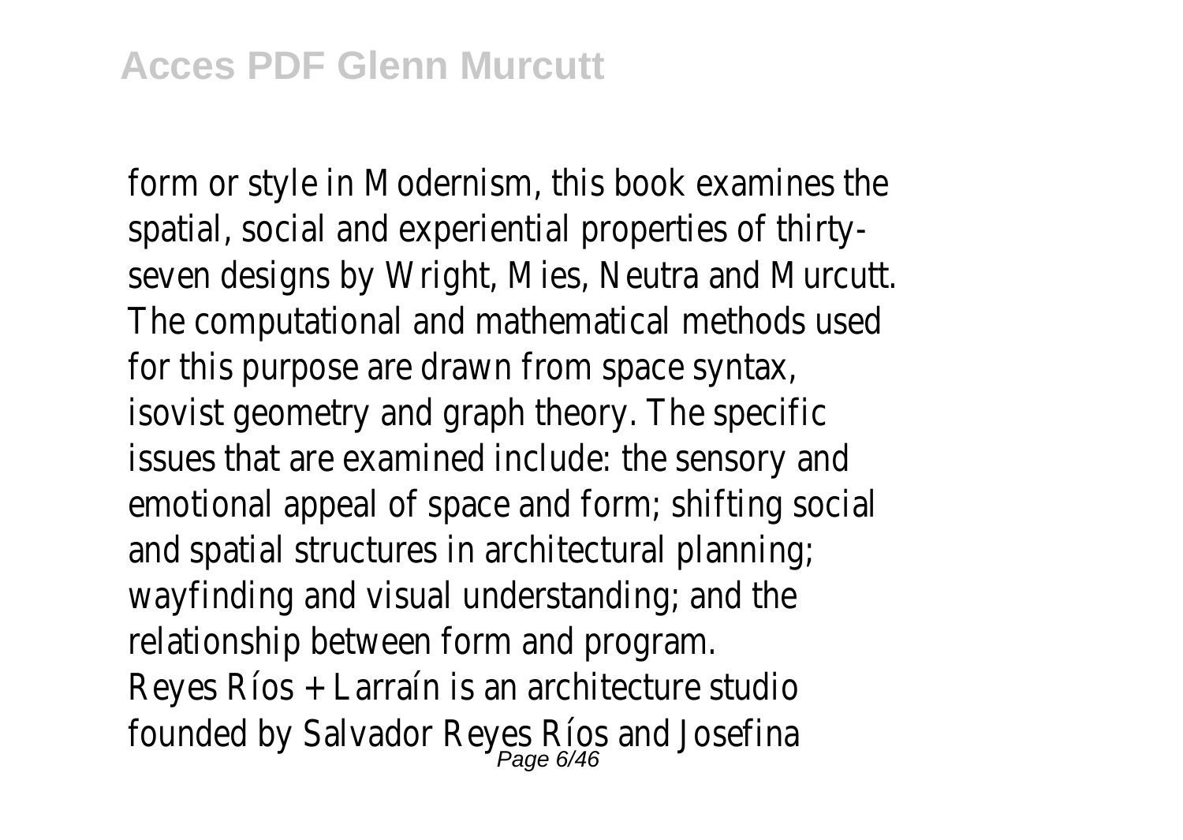form or style in Modernism, this book examines the spatial, social and experiential properties of thirty-seven designs by Wright, Mies, Neutra and Murcutt. The computational and mathematical methods used for this purpose are drawn from space syntax, isovist geometry and graph theory. The specific issues that are examined include: the sensory and emotional appeal of space and form; shifting social and spatial structures in architectural planning; wayfinding and visual understanding; and the relationship between form and program.

Reyes Ríos + Larraín is an architecture studio founded by Salvador Reyes Ríos and Josefina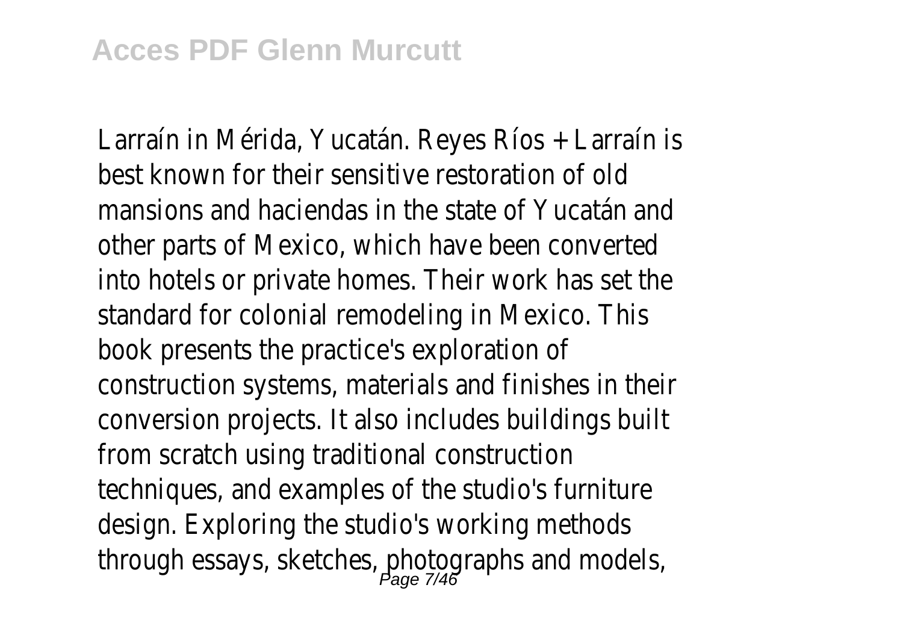Larraín in Mérida, Yucatán. Reyes Ríos + Larraín is best known for their sensitive restoration of old mansions and haciendas in the state of Yucatán and other parts of Mexico, which have been converted into hotels or private homes. Their work has set the standard for colonial remodeling in Mexico. This book presents the practice's exploration of construction systems, materials and finishes in their conversion projects. It also includes buildings built from scratch using traditional construction techniques, and examples of the studio's furniture design. Exploring the studio's working methods through essays, sketches, photographs and models,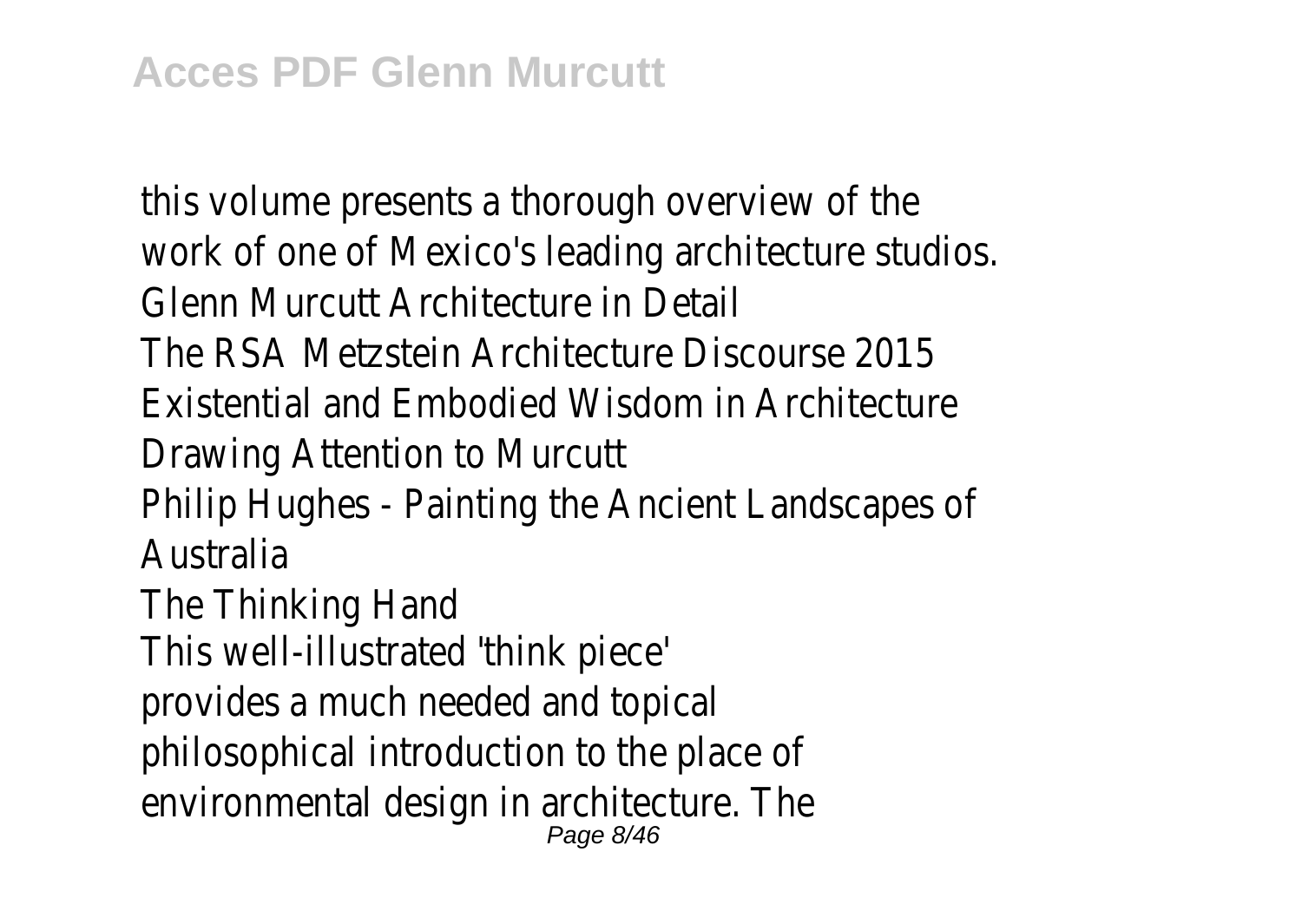this volume presents a thorough overview of the work of one of Mexico's leading architecture studios.

Glenn Murcutt Architecture in Detail

The RSA Metzstein Architecture Discourse 2015

Existential and Embodied Wisdom in Architecture

Drawing Attention to Murcutt

Philip Hughes - Painting the Ancient Landscapes of Australia

The Thinking Hand

This well-illustrated 'think piece' provides a much needed and topical philosophical introduction to the place of environmental design in architecture. The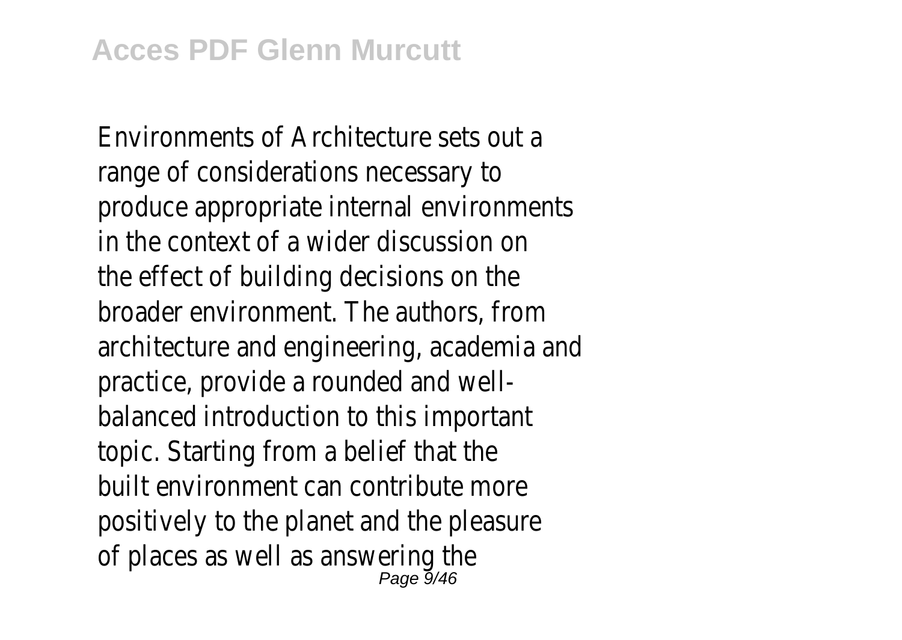Environments of Architecture sets out a range of considerations necessary to produce appropriate internal environments in the context of a wider discussion on the effect of building decisions on the broader environment. The authors, from architecture and engineering, academia and practice, provide a rounded and well-balanced introduction to this important topic. Starting from a belief that the built environment can contribute more positively to the planet and the pleasure of places as well as answering the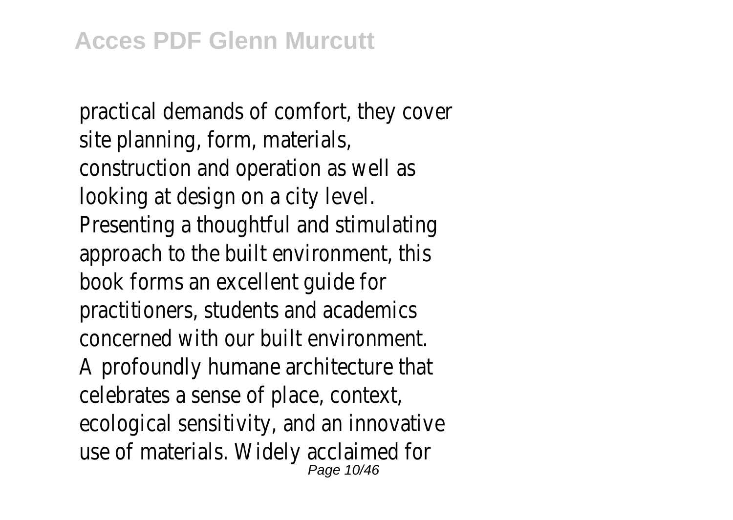practical demands of comfort, they cover site planning, form, materials, construction and operation as well as looking at design on a city level. Presenting a thoughtful and stimulating approach to the built environment, this book forms an excellent guide for practitioners, students and academics concerned with our built environment. A profoundly humane architecture that celebrates a sense of place, context, ecological sensitivity, and an innovative use of materials. Widely acclaimed for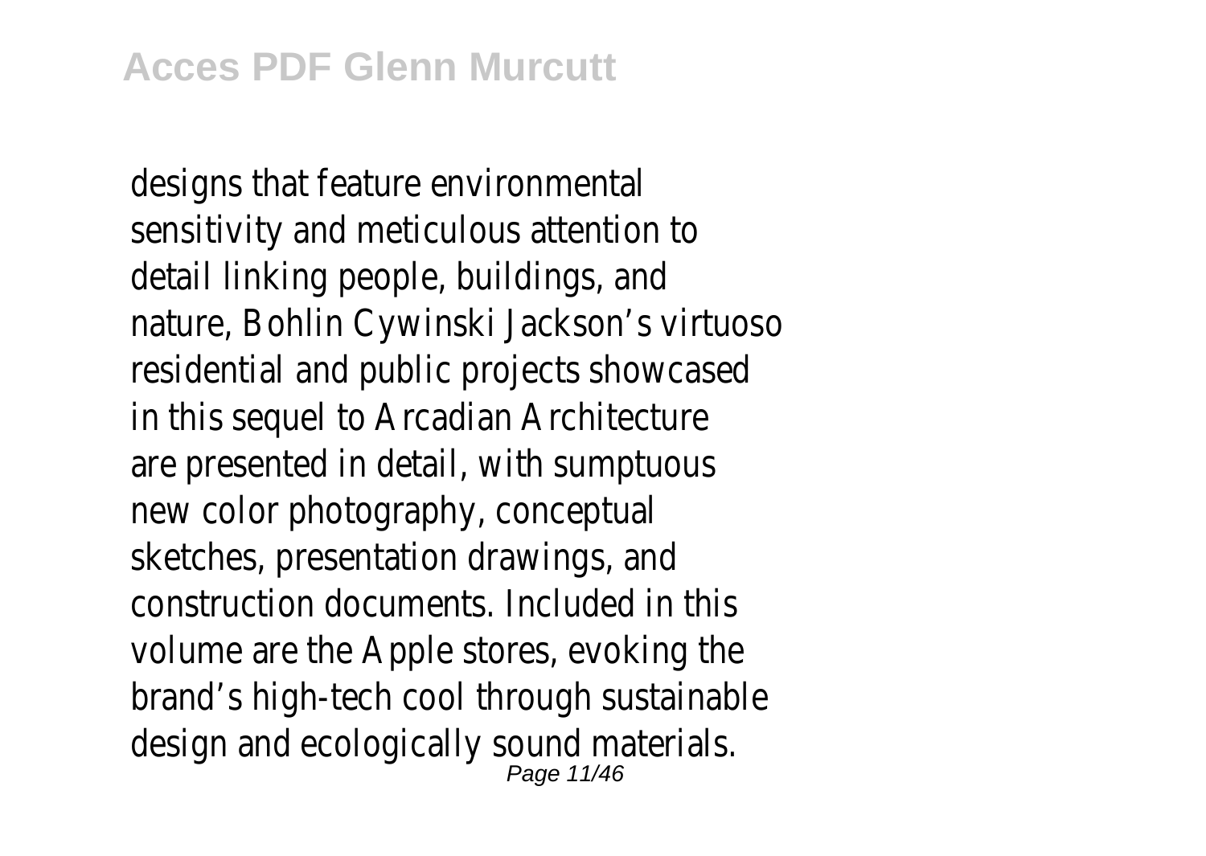designs that feature environmental sensitivity and meticulous attention to detail linking people, buildings, and nature, Bohlin Cywinski Jackson’s virtuoso residential and public projects showcased in this sequel to Arcadian Architecture are presented in detail, with sumptuous new color photography, conceptual sketches, presentation drawings, and construction documents. Included in this volume are the Apple stores, evoking the brand’s high-tech cool through sustainable design and ecologically sound materials.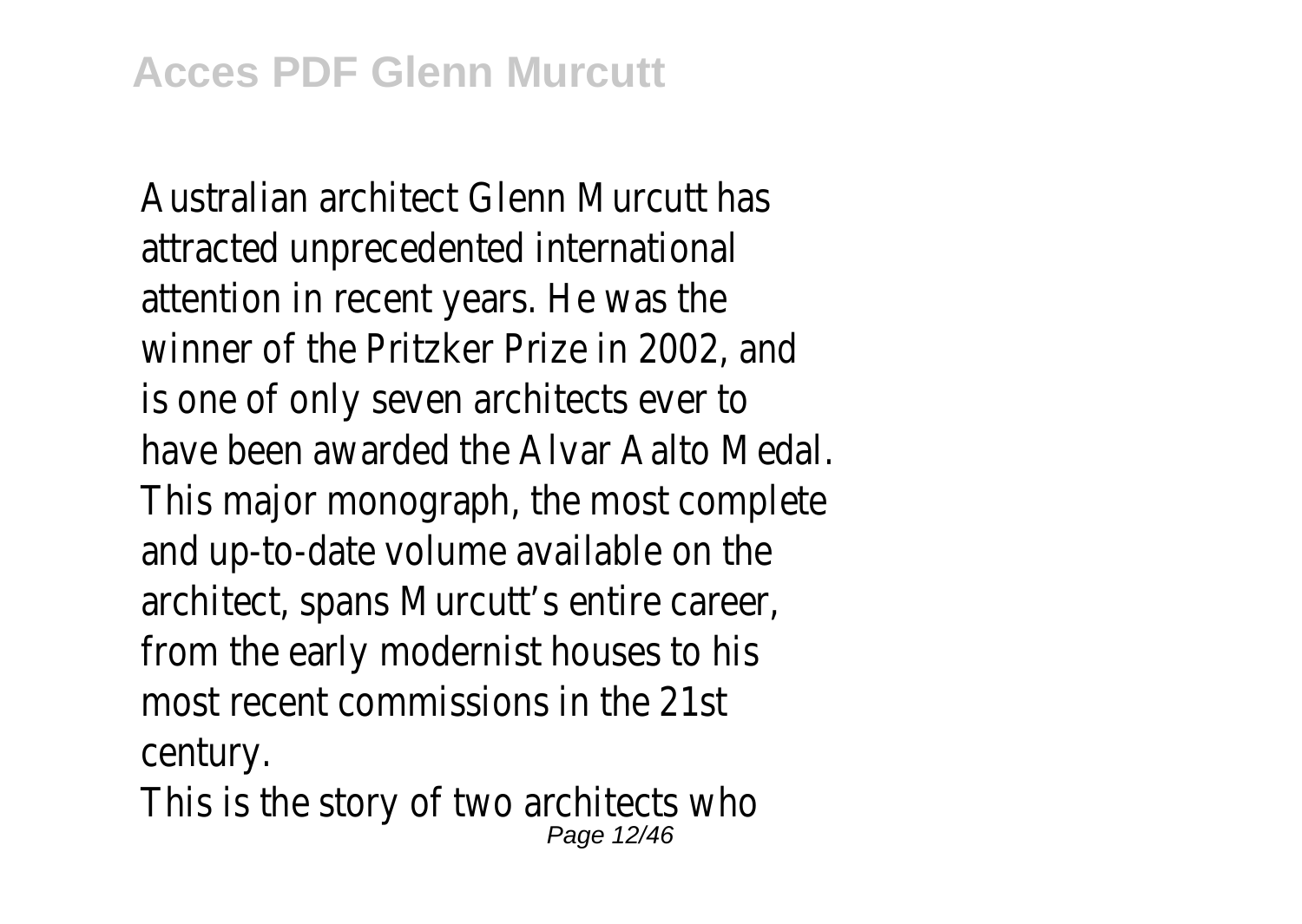Australian architect Glenn Murcutt has attracted unprecedented international attention in recent years. He was the winner of the Pritzker Prize in 2002, and is one of only seven architects ever to have been awarded the Alvar Aalto Medal. This major monograph, the most complete and up-to-date volume available on the architect, spans Murcutt's entire career, from the early modernist houses to his most recent commissions in the 21st century.

This is the story of two architects who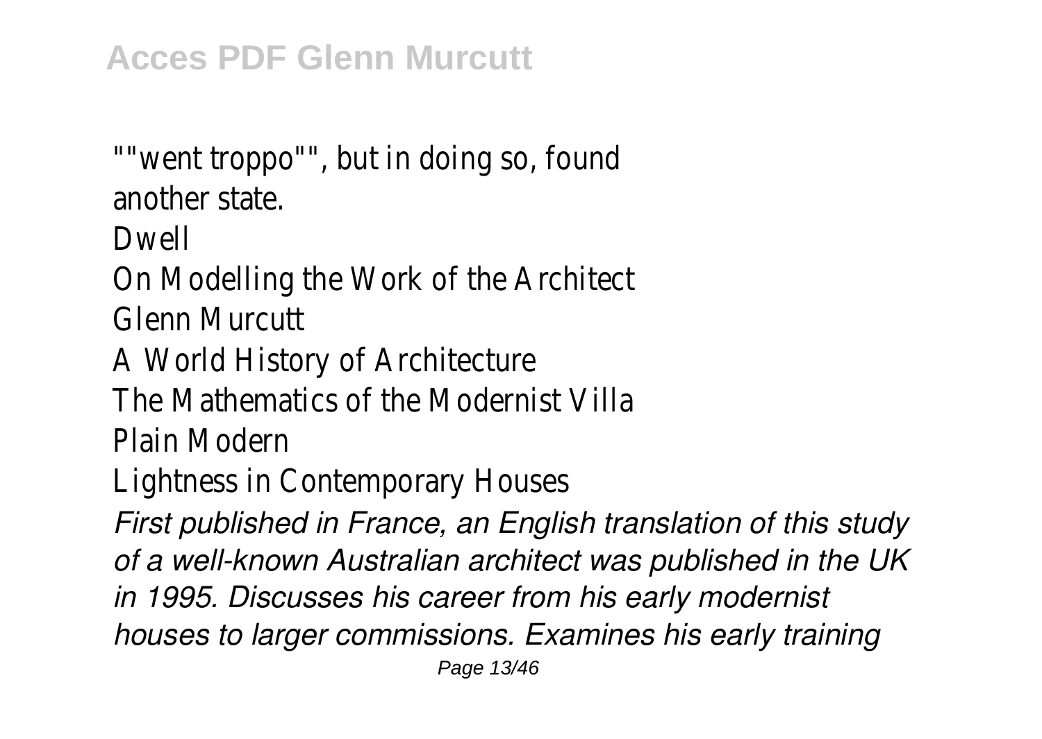""went troppo"", but in doing so, found another state.

Dwell

On Modelling the Work of the Architect Glenn Murcutt

A World History of Architecture

The Mathematics of the Modernist Villa

Plain Modern

Lightness in Contemporary Houses

*First published in France, an English translation of this study of a well-known Australian architect was published in the UK in 1995. Discusses his career from his early modernist houses to larger commissions. Examines his early training*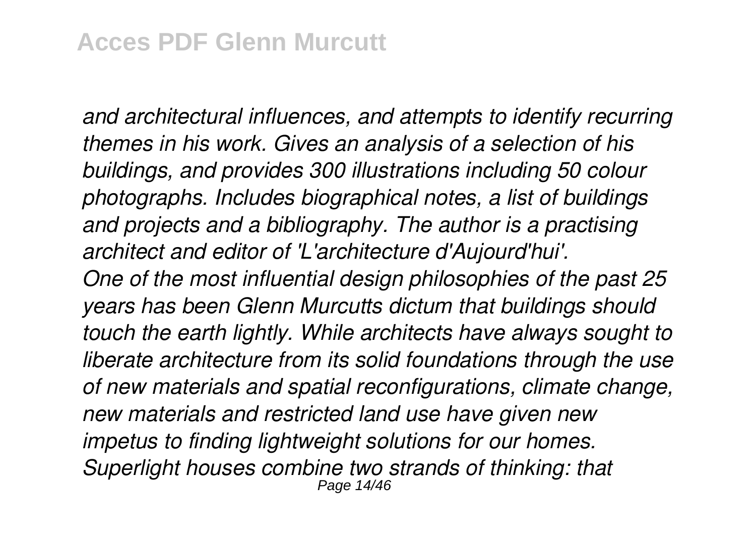*and architectural influences, and attempts to identify recurring themes in his work. Gives an analysis of a selection of his buildings, and provides 300 illustrations including 50 colour photographs. Includes biographical notes, a list of buildings and projects and a bibliography. The author is a practising architect and editor of 'L'architecture d'Aujourd'hui'.*

*One of the most influential design philosophies of the past 25 years has been Glenn Murcutts dictum that buildings should touch the earth lightly. While architects have always sought to liberate architecture from its solid foundations through the use of new materials and spatial reconfigurations, climate change, new materials and restricted land use have given new impetus to finding lightweight solutions for our homes. Superlight houses combine two strands of thinking: that*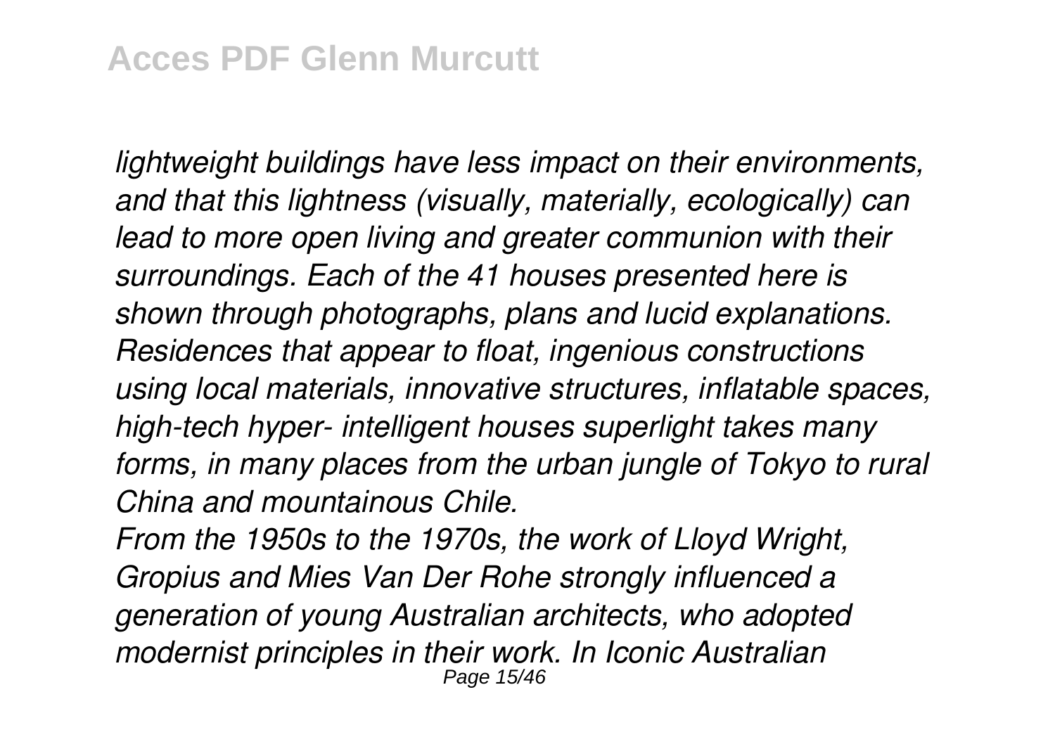*lightweight buildings have less impact on their environments, and that this lightness (visually, materially, ecologically) can lead to more open living and greater communion with their surroundings. Each of the 41 houses presented here is shown through photographs, plans and lucid explanations. Residences that appear to float, ingenious constructions using local materials, innovative structures, inflatable spaces, high-tech hyper- intelligent houses superlight takes many forms, in many places from the urban jungle of Tokyo to rural China and mountainous Chile.*

*From the 1950s to the 1970s, the work of Lloyd Wright, Gropius and Mies Van Der Rohe strongly influenced a generation of young Australian architects, who adopted modernist principles in their work. In Iconic Australian*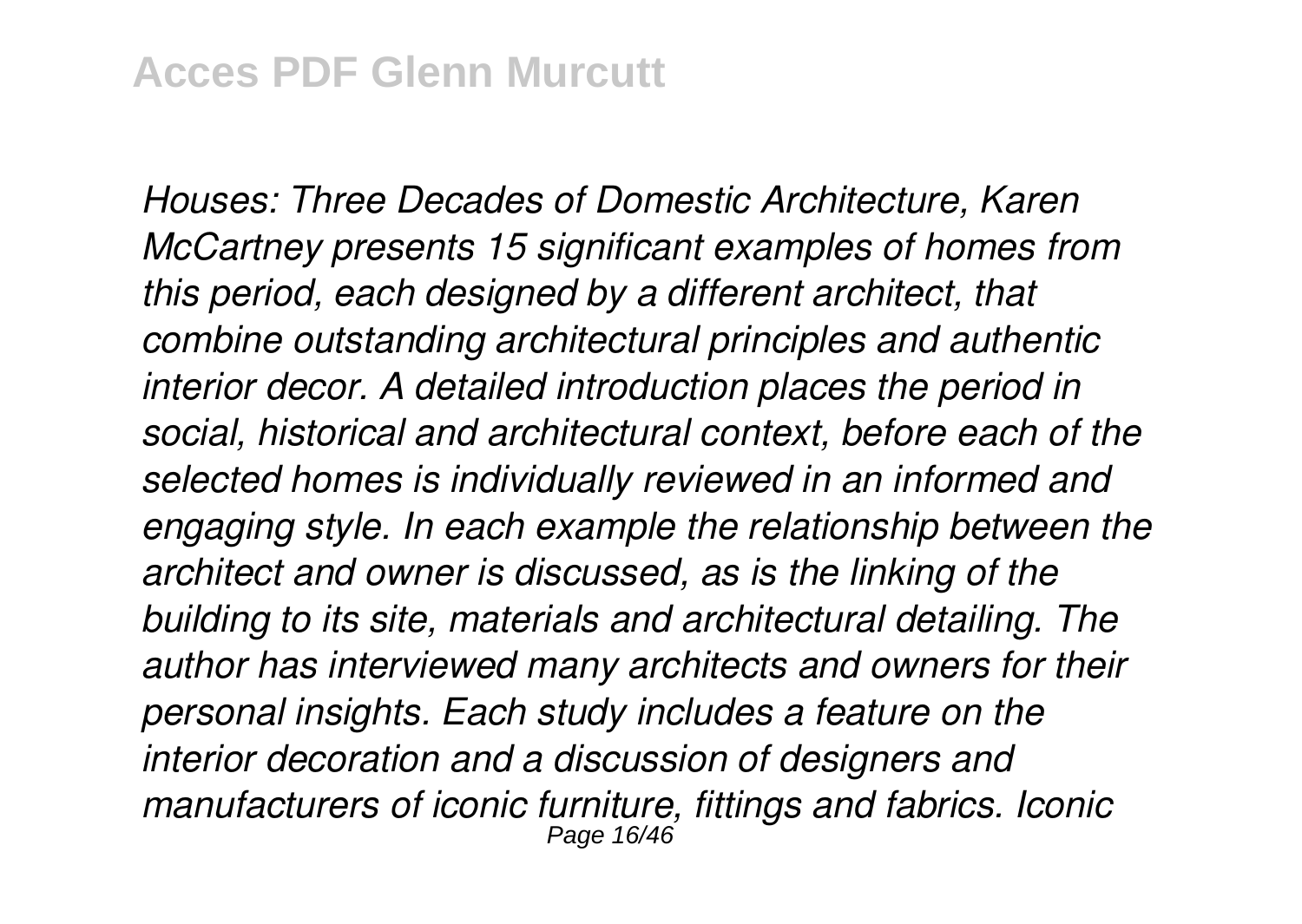*Houses: Three Decades of Domestic Architecture, Karen McCartney presents 15 significant examples of homes from this period, each designed by a different architect, that combine outstanding architectural principles and authentic interior decor. A detailed introduction places the period in social, historical and architectural context, before each of the selected homes is individually reviewed in an informed and engaging style. In each example the relationship between the architect and owner is discussed, as is the linking of the building to its site, materials and architectural detailing. The author has interviewed many architects and owners for their personal insights. Each study includes a feature on the interior decoration and a discussion of designers and manufacturers of iconic furniture, fittings and fabrics. Iconic*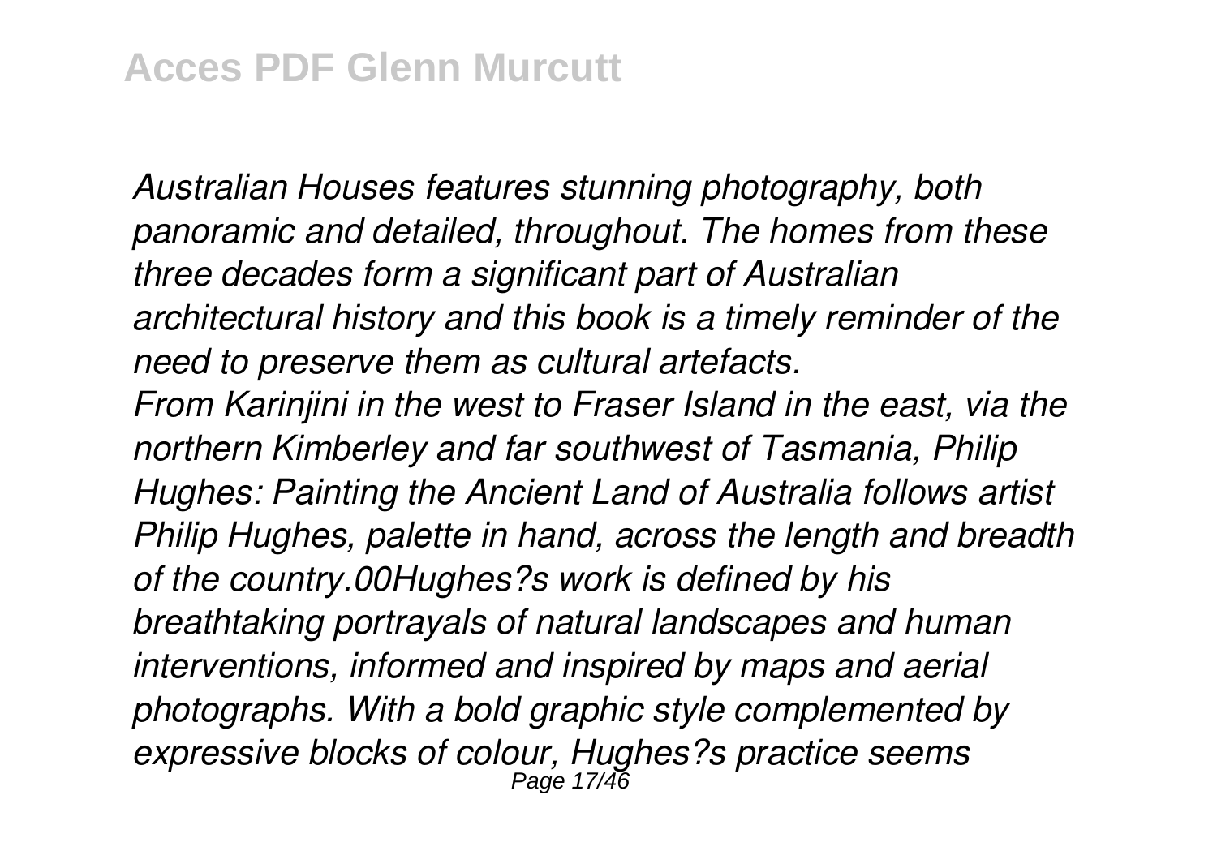*Australian Houses features stunning photography, both panoramic and detailed, throughout. The homes from these three decades form a significant part of Australian architectural history and this book is a timely reminder of the need to preserve them as cultural artefacts.*

*From Karinjini in the west to Fraser Island in the east, via the northern Kimberley and far southwest of Tasmania, Philip Hughes: Painting the Ancient Land of Australia follows artist Philip Hughes, palette in hand, across the length and breadth of the country.00Hughes?s work is defined by his breathtaking portrayals of natural landscapes and human interventions, informed and inspired by maps and aerial photographs. With a bold graphic style complemented by expressive blocks of colour, Hughes?s practice seems*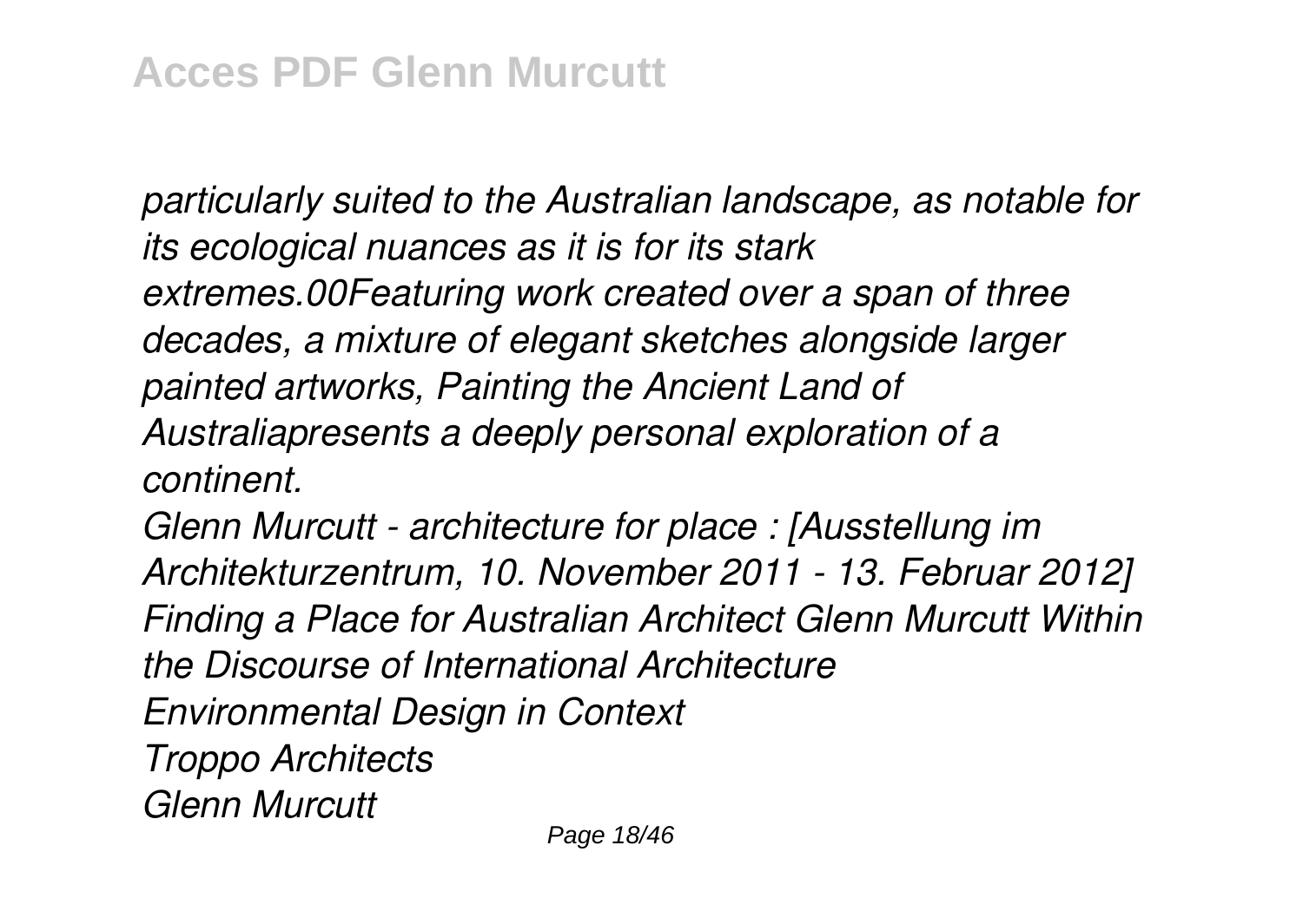*particularly suited to the Australian landscape, as notable for its ecological nuances as it is for its stark extremes.00Featuring work created over a span of three decades, a mixture of elegant sketches alongside larger painted artworks, Painting the Ancient Land of Australiapresents a deeply personal exploration of a continent.*

*Glenn Murcutt - architecture for place : [Ausstellung im Architekturzentrum, 10. November 2011 - 13. Februar 2012]*

*Finding a Place for Australian Architect Glenn Murcutt Within the Discourse of International Architecture*

*Environmental Design in Context*

*Troppo Architects*

*Glenn Murcutt*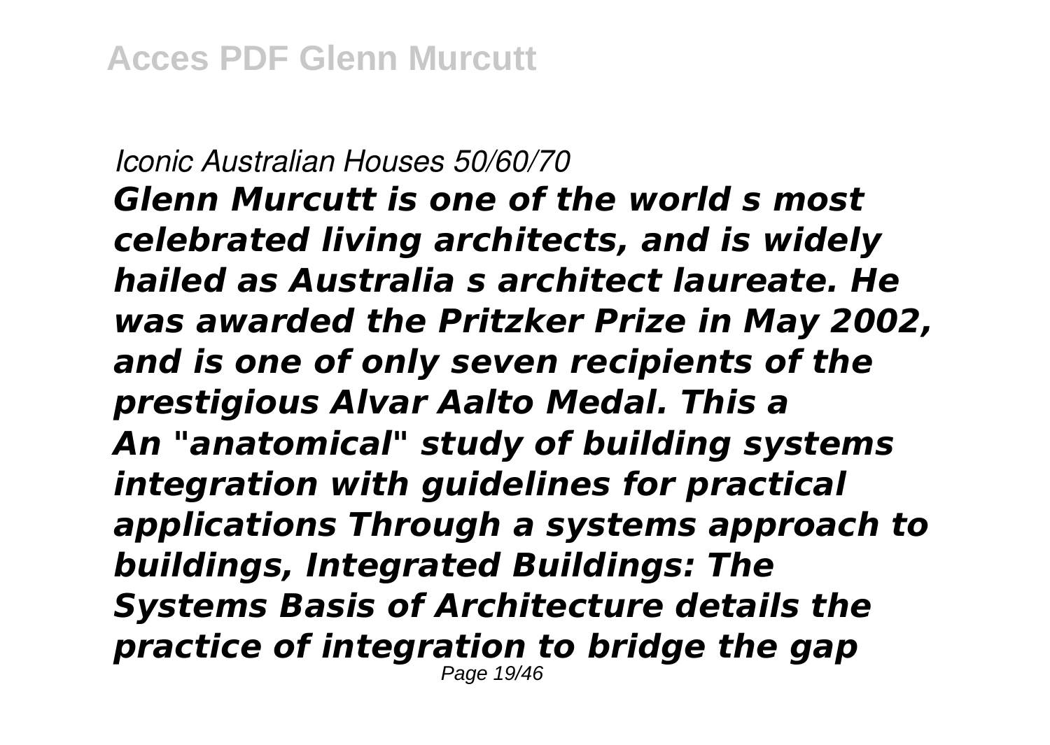*Iconic Australian Houses 50/60/70*

***Glenn Murcutt is one of the world s most celebrated living architects, and is widely hailed as Australia s architect laureate. He was awarded the Pritzker Prize in May 2002, and is one of only seven recipients of the prestigious Alvar Aalto Medal. This a***

***An "anatomical" study of building systems integration with guidelines for practical applications Through a systems approach to buildings, Integrated Buildings: The Systems Basis of Architecture details the practice of integration to bridge the gap***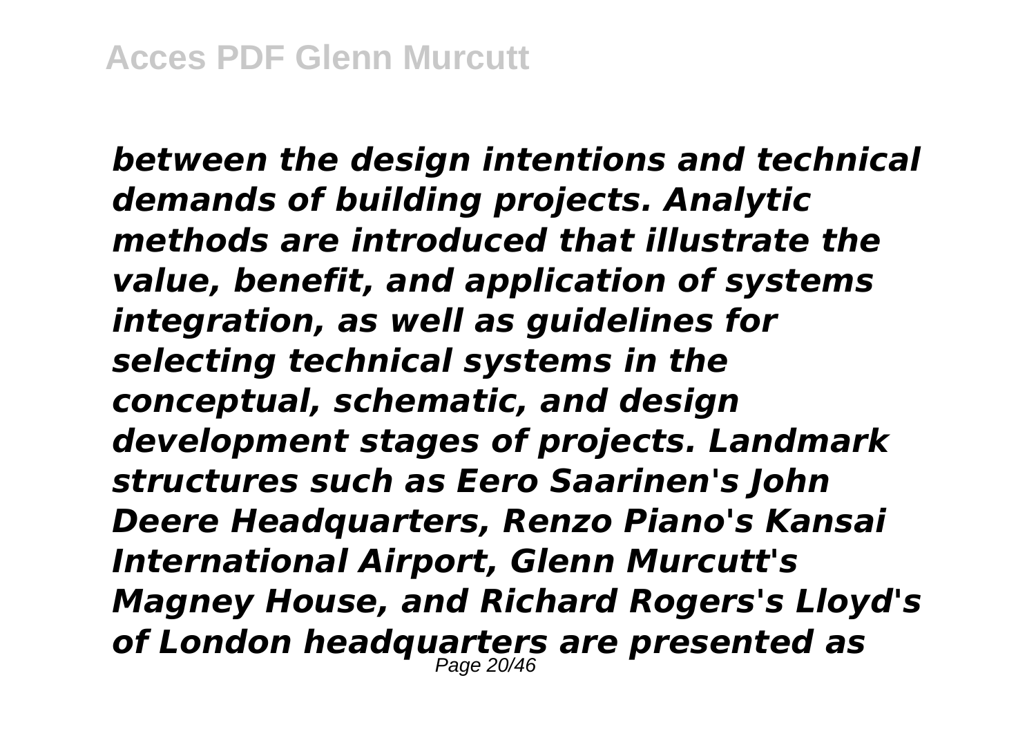*between the design intentions and technical demands of building projects. Analytic methods are introduced that illustrate the value, benefit, and application of systems integration, as well as guidelines for selecting technical systems in the conceptual, schematic, and design development stages of projects. Landmark structures such as Eero Saarinen's John Deere Headquarters, Renzo Piano's Kansai International Airport, Glenn Murcutt's Magney House, and Richard Rogers's Lloyd's of London headquarters are presented as*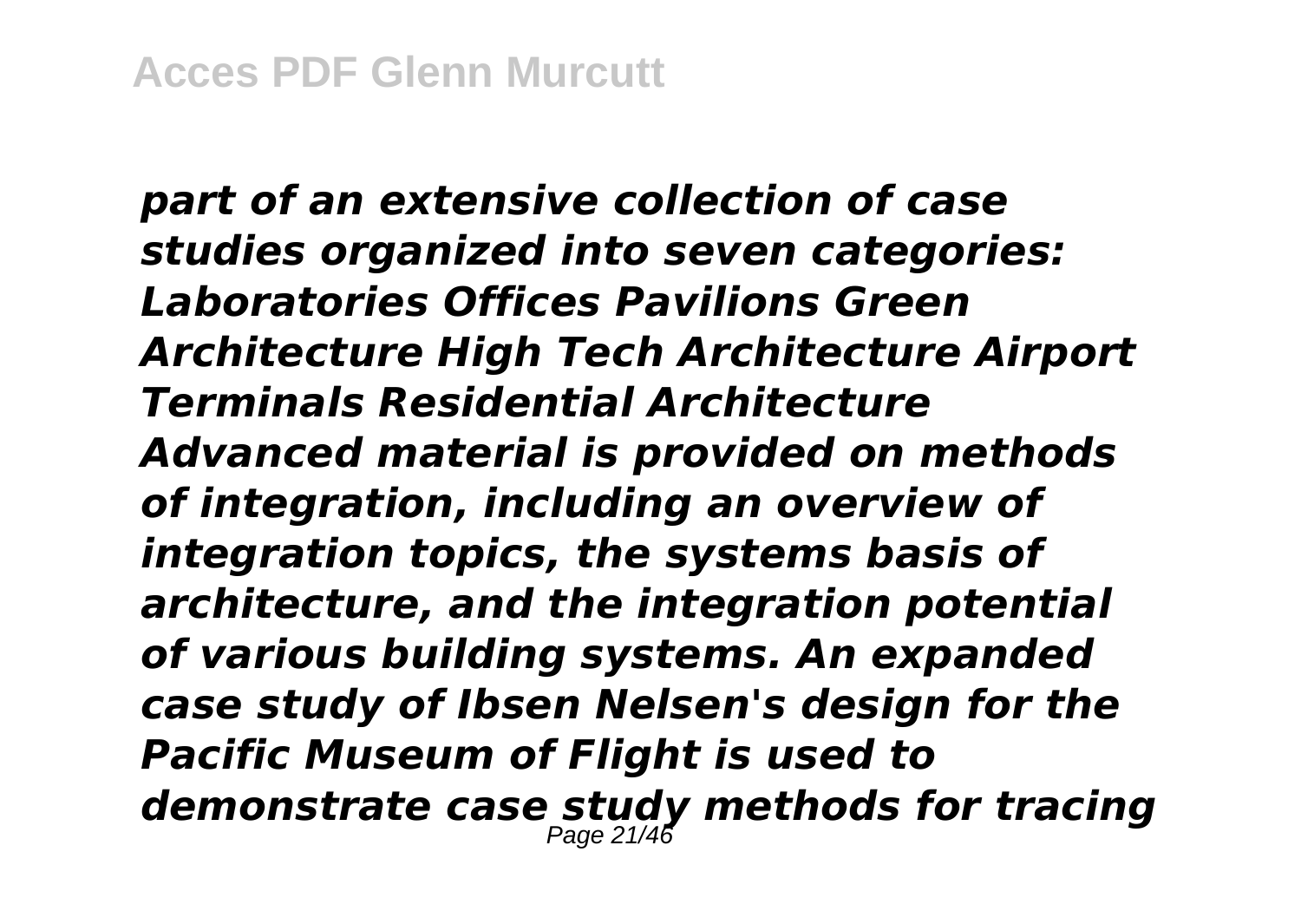*part of an extensive collection of case studies organized into seven categories: Laboratories Offices Pavilions Green Architecture High Tech Architecture Airport Terminals Residential Architecture Advanced material is provided on methods of integration, including an overview of integration topics, the systems basis of architecture, and the integration potential of various building systems. An expanded case study of Ibsen Nelsen's design for the Pacific Museum of Flight is used to demonstrate case study methods for tracing*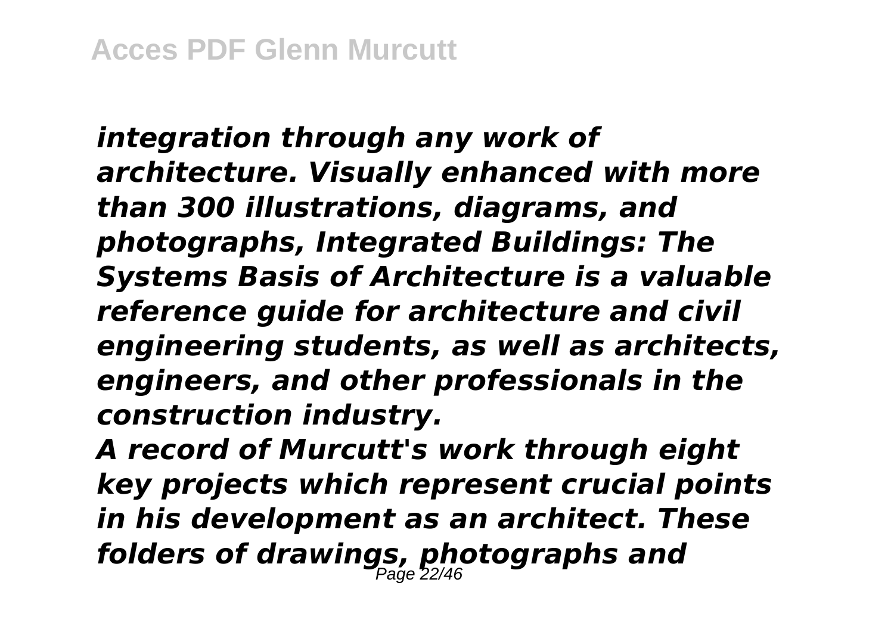*integration through any work of architecture. Visually enhanced with more than 300 illustrations, diagrams, and photographs, Integrated Buildings: The Systems Basis of Architecture is a valuable reference guide for architecture and civil engineering students, as well as architects, engineers, and other professionals in the construction industry.*

*A record of Murcutt's work through eight key projects which represent crucial points in his development as an architect. These folders of drawings, photographs and*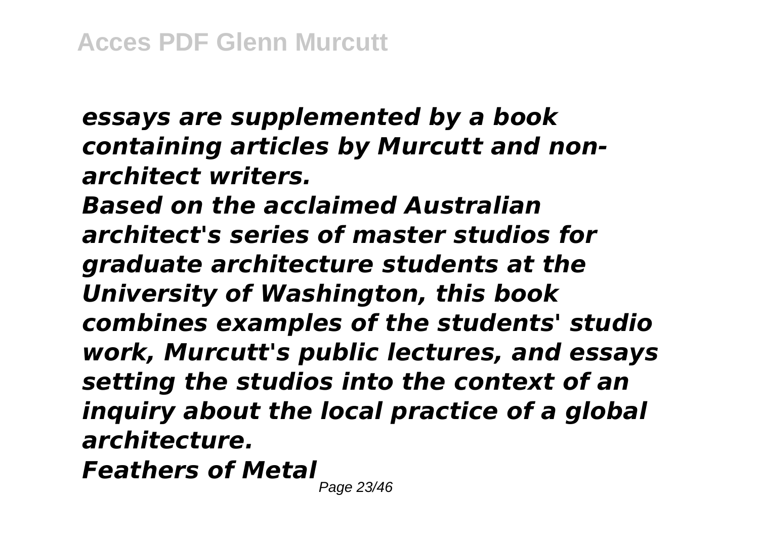*essays are supplemented by a book containing articles by Murcutt and non-architect writers.*

*Based on the acclaimed Australian architect's series of master studios for graduate architecture students at the University of Washington, this book combines examples of the students' studio work, Murcutt's public lectures, and essays setting the studios into the context of an inquiry about the local practice of a global architecture.*

*Feathers of Metal*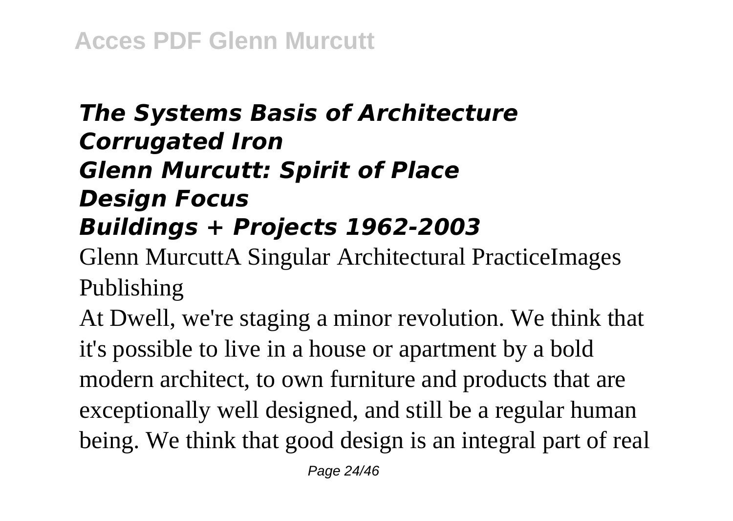***The Systems Basis of Architecture***
***Corrugated Iron***
***Glenn Murcutt: Spirit of Place***
***Design Focus***
***Buildings + Projects 1962-2003***

Glenn MurcuttA Singular Architectural PracticeImages Publishing

At Dwell, we're staging a minor revolution. We think that it's possible to live in a house or apartment by a bold modern architect, to own furniture and products that are exceptionally well designed, and still be a regular human being. We think that good design is an integral part of real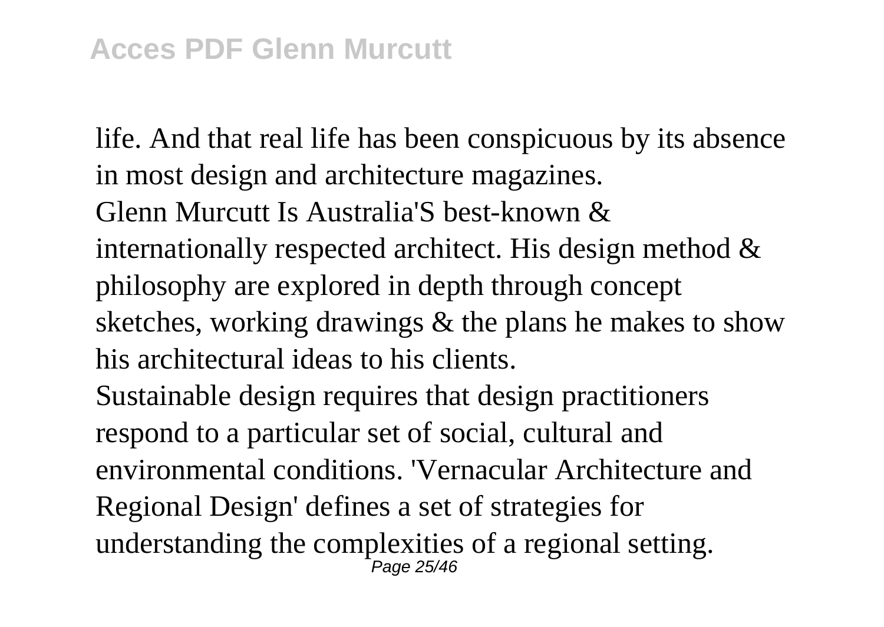life. And that real life has been conspicuous by its absence in most design and architecture magazines.

Glenn Murcutt Is Australia'S best-known & internationally respected architect. His design method & philosophy are explored in depth through concept sketches, working drawings & the plans he makes to show his architectural ideas to his clients.

Sustainable design requires that design practitioners respond to a particular set of social, cultural and environmental conditions. 'Vernacular Architecture and Regional Design' defines a set of strategies for understanding the complexities of a regional setting.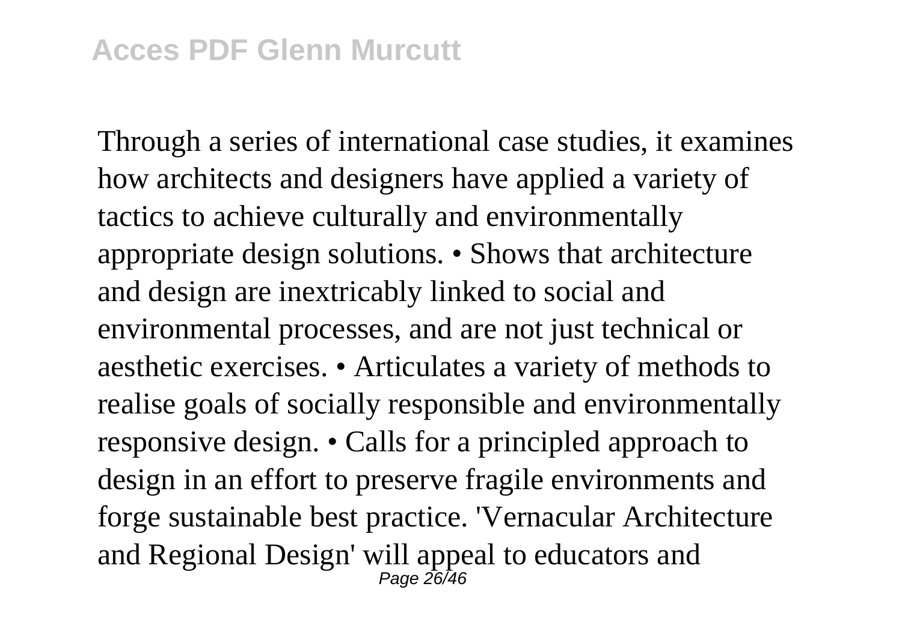Through a series of international case studies, it examines how architects and designers have applied a variety of tactics to achieve culturally and environmentally appropriate design solutions. • Shows that architecture and design are inextricably linked to social and environmental processes, and are not just technical or aesthetic exercises. • Articulates a variety of methods to realise goals of socially responsible and environmentally responsive design. • Calls for a principled approach to design in an effort to preserve fragile environments and forge sustainable best practice. 'Vernacular Architecture and Regional Design' will appeal to educators and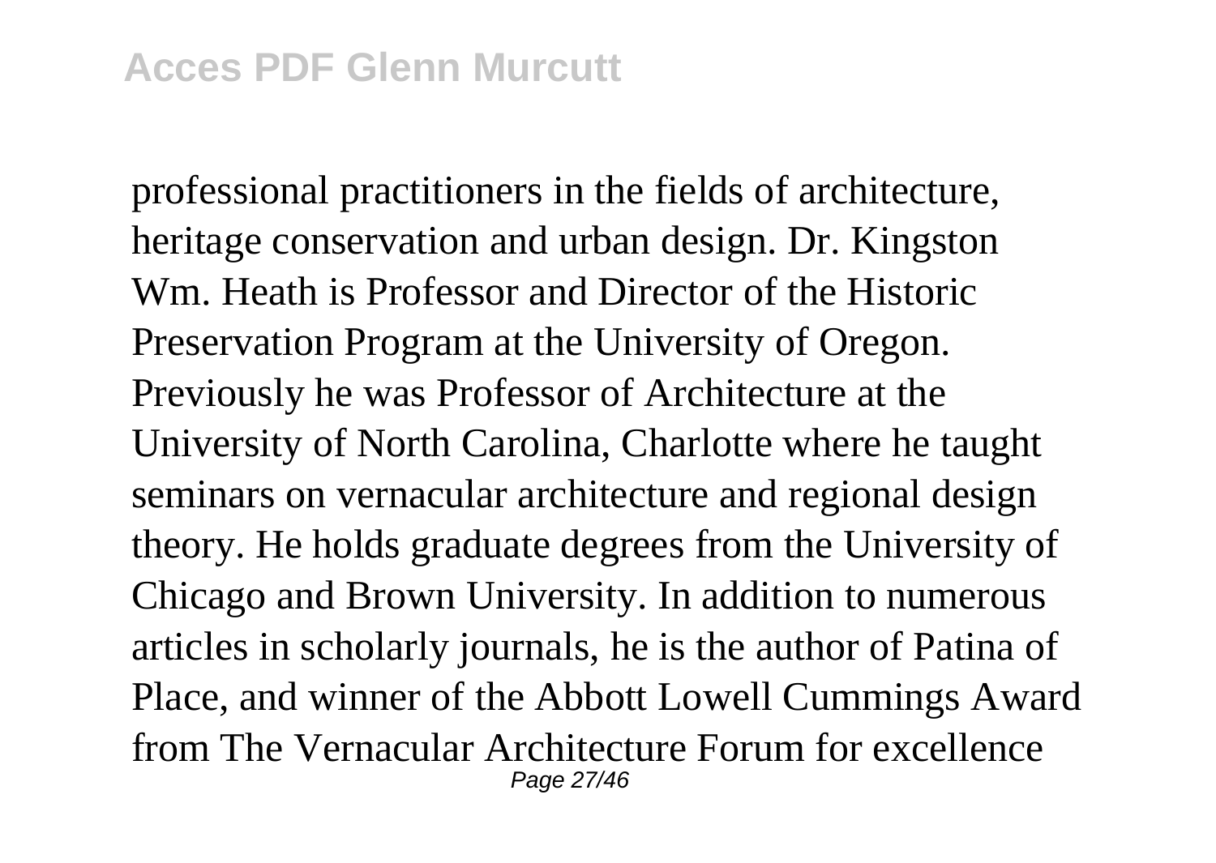professional practitioners in the fields of architecture, heritage conservation and urban design. Dr. Kingston Wm. Heath is Professor and Director of the Historic Preservation Program at the University of Oregon. Previously he was Professor of Architecture at the University of North Carolina, Charlotte where he taught seminars on vernacular architecture and regional design theory. He holds graduate degrees from the University of Chicago and Brown University. In addition to numerous articles in scholarly journals, he is the author of Patina of Place, and winner of the Abbott Lowell Cummings Award from The Vernacular Architecture Forum for excellence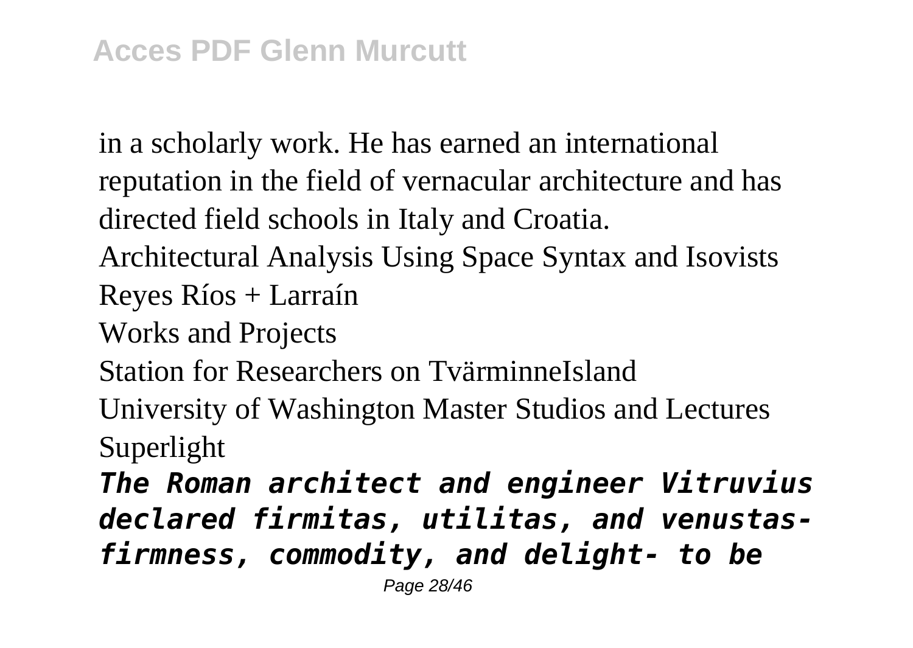in a scholarly work. He has earned an international reputation in the field of vernacular architecture and has directed field schools in Italy and Croatia.

Architectural Analysis Using Space Syntax and Isovists

Reyes Ríos + Larraín

Works and Projects

Station for Researchers on TvärminneIsland

University of Washington Master Studios and Lectures

Superlight

***The Roman architect and engineer Vitruvius declared firmitas, utilitas, and venustas- firmness, commodity, and delight- to be***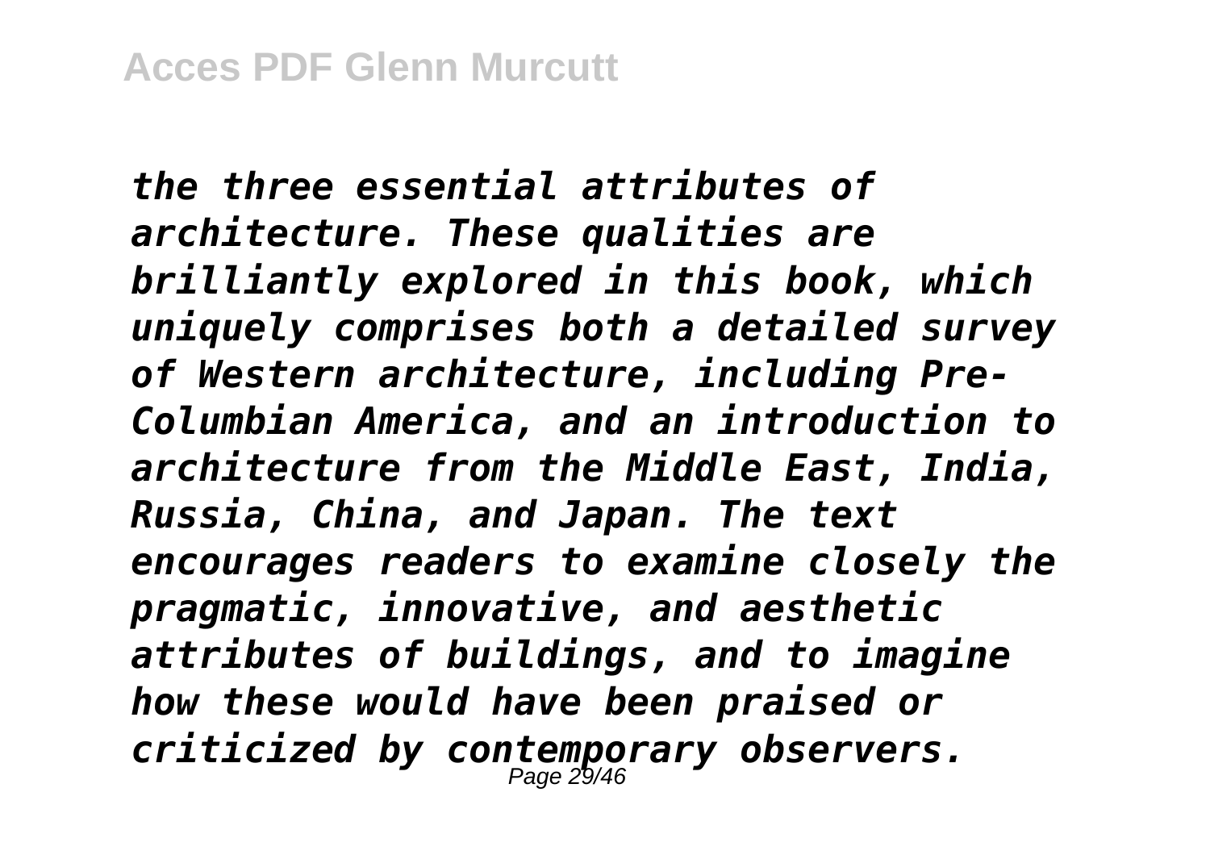*the three essential attributes of architecture. These qualities are brilliantly explored in this book, which uniquely comprises both a detailed survey of Western architecture, including Pre-Columbian America, and an introduction to architecture from the Middle East, India, Russia, China, and Japan. The text encourages readers to examine closely the pragmatic, innovative, and aesthetic attributes of buildings, and to imagine how these would have been praised or criticized by contemporary observers.*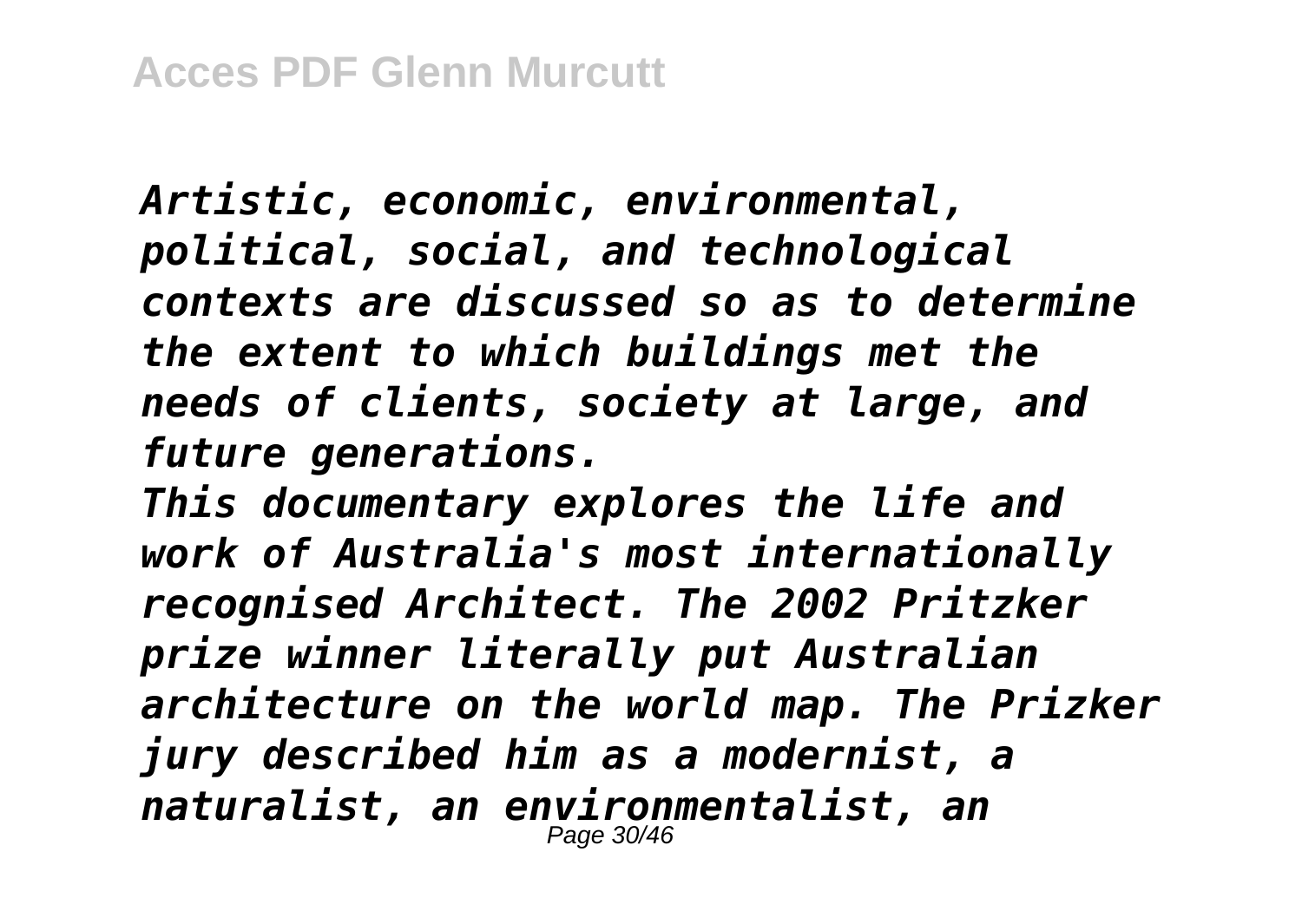*Artistic, economic, environmental, political, social, and technological contexts are discussed so as to determine the extent to which buildings met the needs of clients, society at large, and future generations.*

*This documentary explores the life and work of Australia's most internationally recognised Architect. The 2002 Pritzker prize winner literally put Australian architecture on the world map. The Prizker jury described him as a modernist, a naturalist, an environmentalist, an*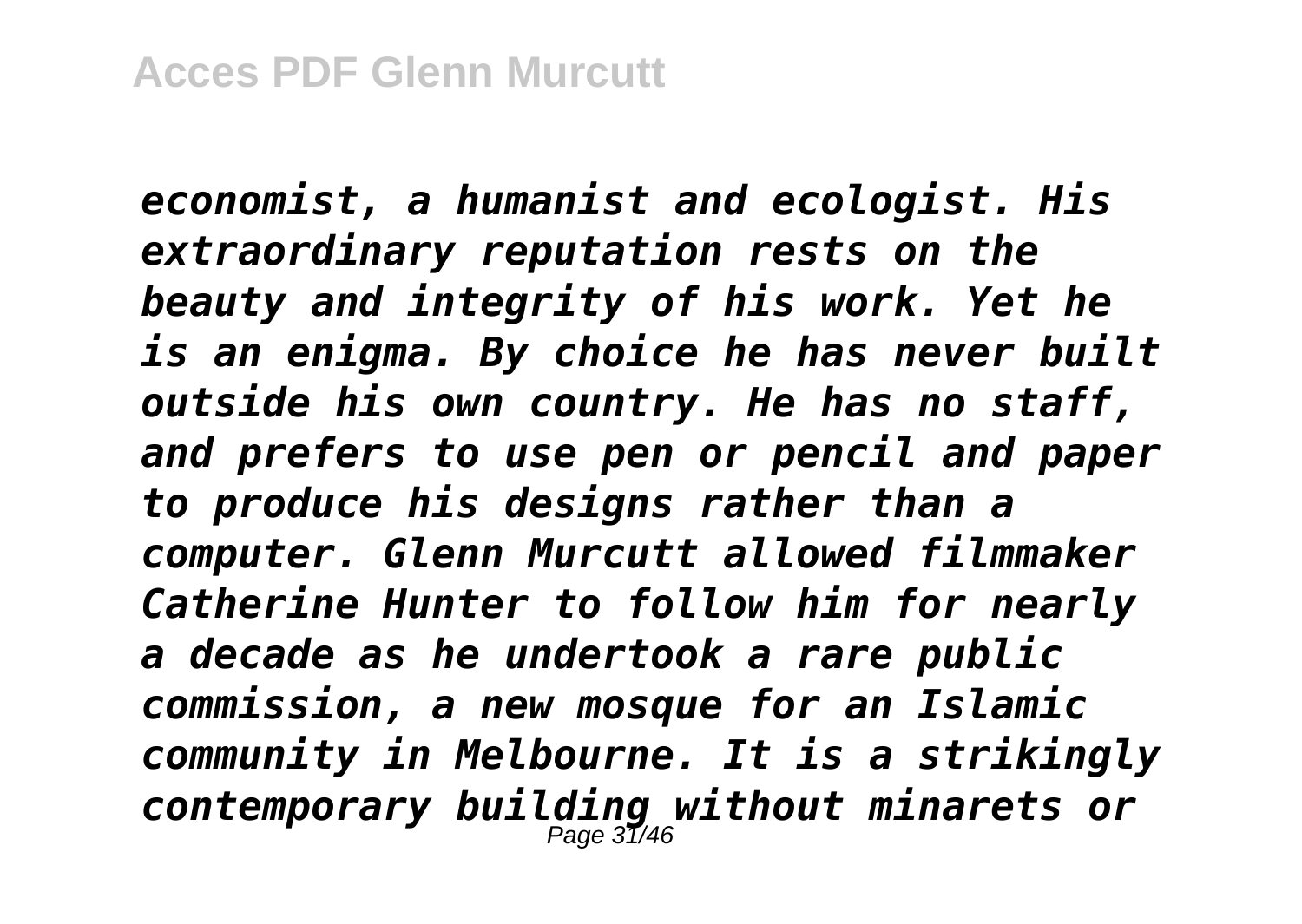*economist, a humanist and ecologist. His extraordinary reputation rests on the beauty and integrity of his work. Yet he is an enigma. By choice he has never built outside his own country. He has no staff, and prefers to use pen or pencil and paper to produce his designs rather than a computer. Glenn Murcutt allowed filmmaker Catherine Hunter to follow him for nearly a decade as he undertook a rare public commission, a new mosque for an Islamic community in Melbourne. It is a strikingly contemporary building without minarets or*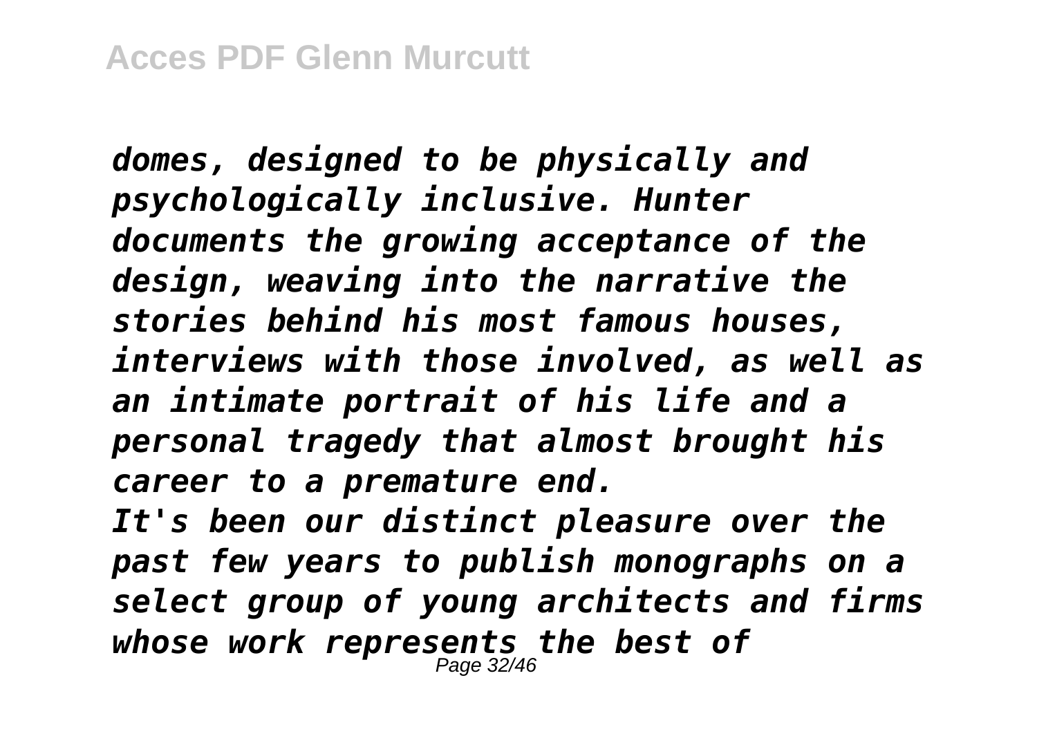*domes, designed to be physically and psychologically inclusive. Hunter documents the growing acceptance of the design, weaving into the narrative the stories behind his most famous houses, interviews with those involved, as well as an intimate portrait of his life and a personal tragedy that almost brought his career to a premature end.*

*It's been our distinct pleasure over the past few years to publish monographs on a select group of young architects and firms whose work represents the best of*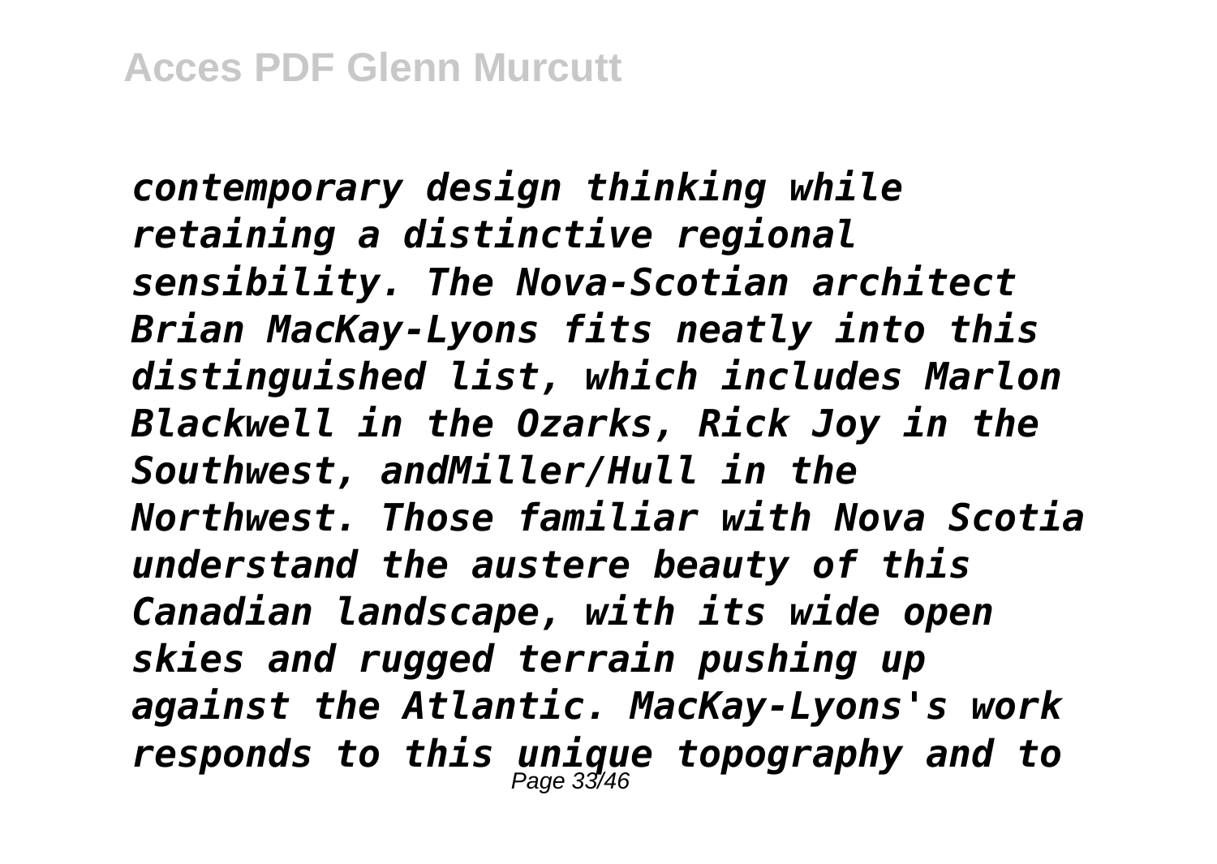*contemporary design thinking while retaining a distinctive regional sensibility. The Nova-Scotian architect Brian MacKay-Lyons fits neatly into this distinguished list, which includes Marlon Blackwell in the Ozarks, Rick Joy in the Southwest, andMiller/Hull in the Northwest. Those familiar with Nova Scotia understand the austere beauty of this Canadian landscape, with its wide open skies and rugged terrain pushing up against the Atlantic. MacKay-Lyons's work responds to this unique topography and to*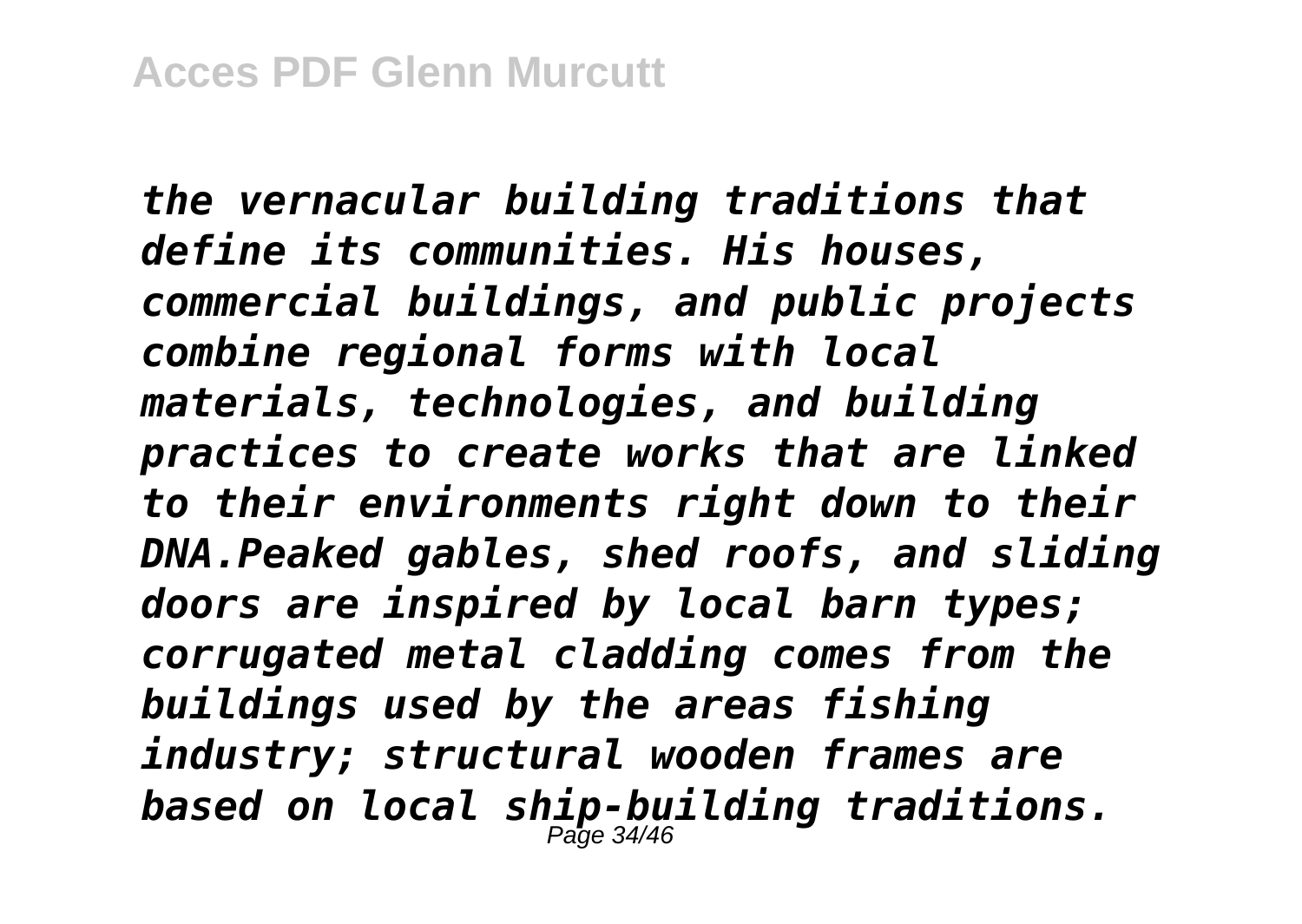*the vernacular building traditions that define its communities. His houses, commercial buildings, and public projects combine regional forms with local materials, technologies, and building practices to create works that are linked to their environments right down to their DNA.Peaked gables, shed roofs, and sliding doors are inspired by local barn types; corrugated metal cladding comes from the buildings used by the areas fishing industry; structural wooden frames are based on local ship-building traditions.*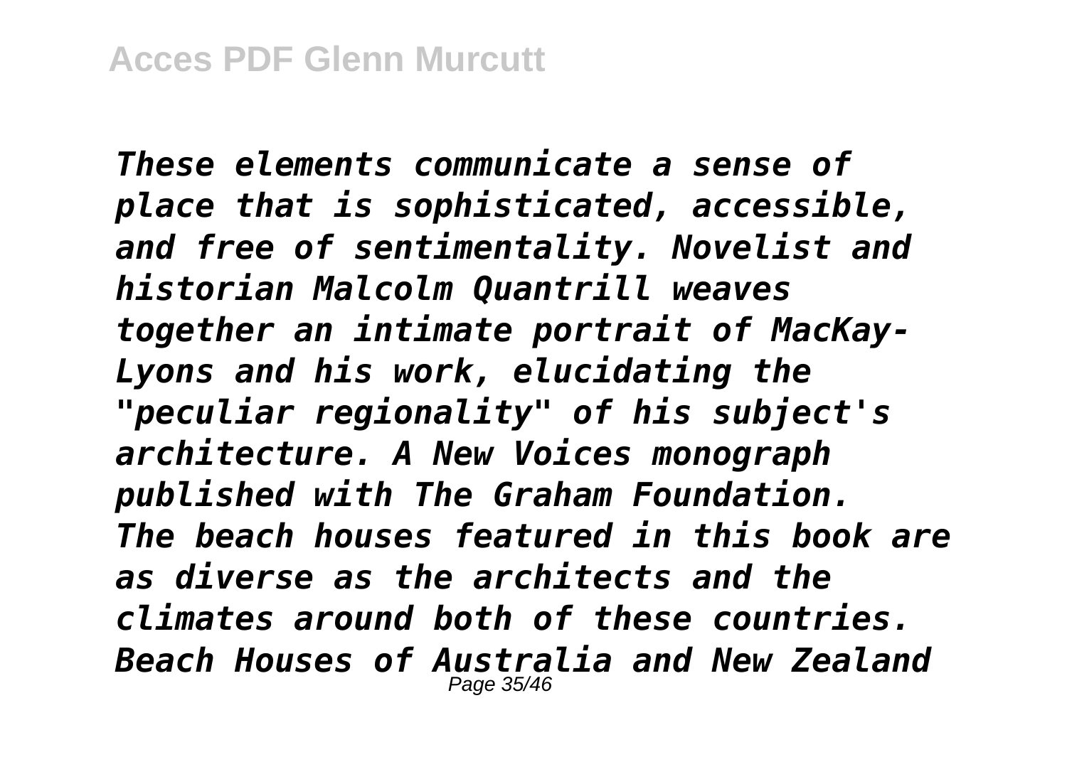*These elements communicate a sense of place that is sophisticated, accessible, and free of sentimentality. Novelist and historian Malcolm Quantrill weaves together an intimate portrait of MacKay-Lyons and his work, elucidating the "peculiar regionality" of his subject's architecture. A New Voices monograph published with The Graham Foundation.*

*The beach houses featured in this book are as diverse as the architects and the climates around both of these countries.*

*Beach Houses of Australia and New Zealand*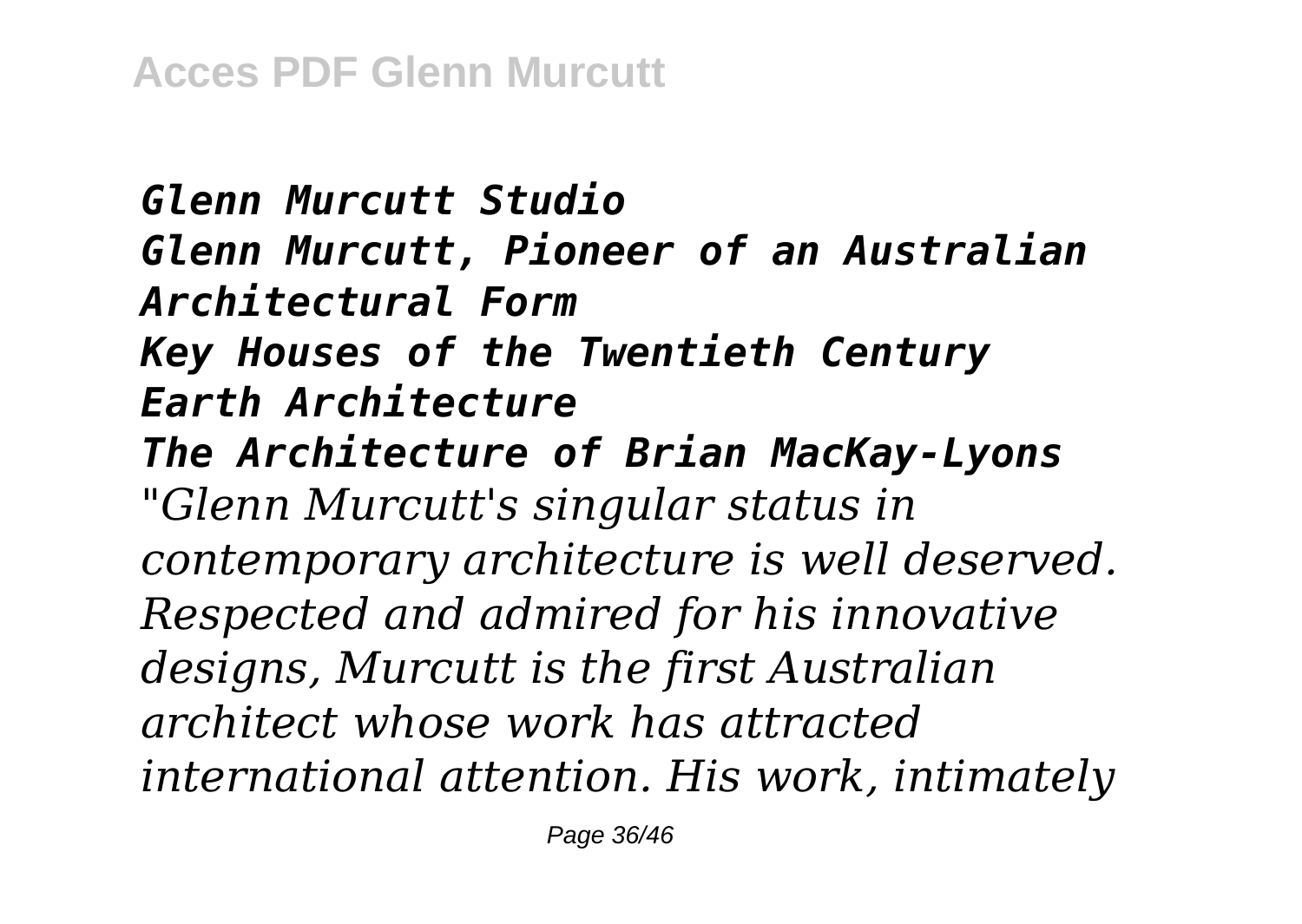***Glenn Murcutt Studio***
***Glenn Murcutt, Pioneer of an Australian Architectural Form***
***Key Houses of the Twentieth Century***
***Earth Architecture***
***The Architecture of Brian MacKay-Lyons***

*"Glenn Murcutt's singular status in contemporary architecture is well deserved. Respected and admired for his innovative designs, Murcutt is the first Australian architect whose work has attracted international attention. His work, intimately*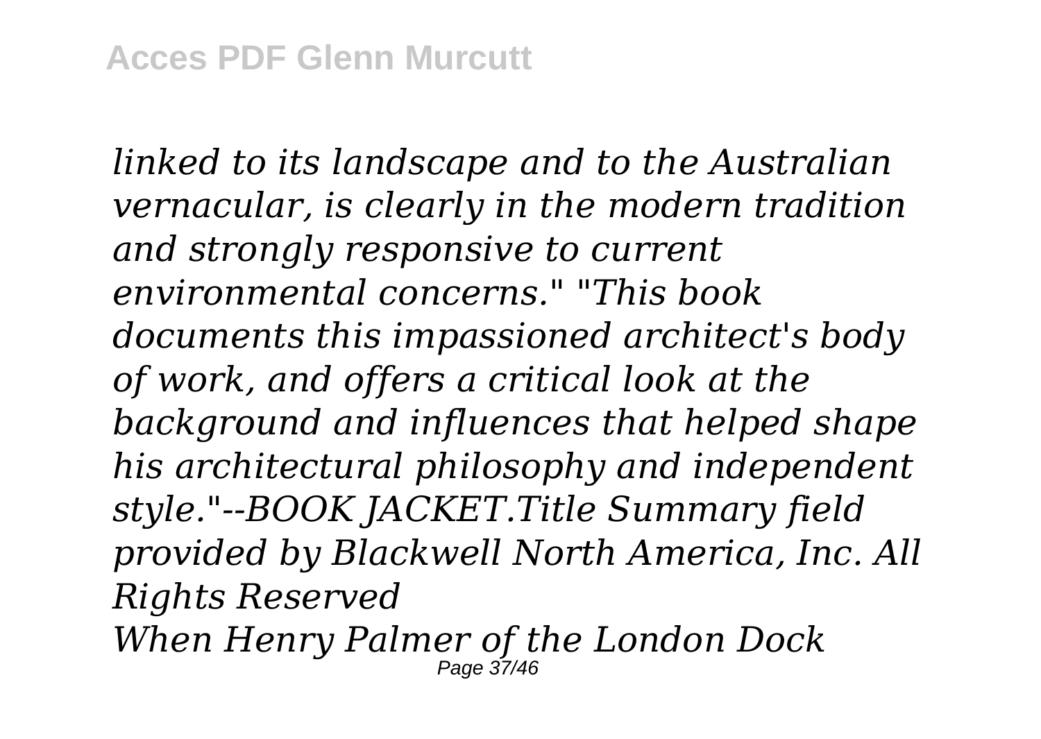*linked to its landscape and to the Australian vernacular, is clearly in the modern tradition and strongly responsive to current environmental concerns." "This book documents this impassioned architect's body of work, and offers a critical look at the background and influences that helped shape his architectural philosophy and independent style."--BOOK JACKET.Title Summary field provided by Blackwell North America, Inc. All Rights Reserved*

*When Henry Palmer of the London Dock*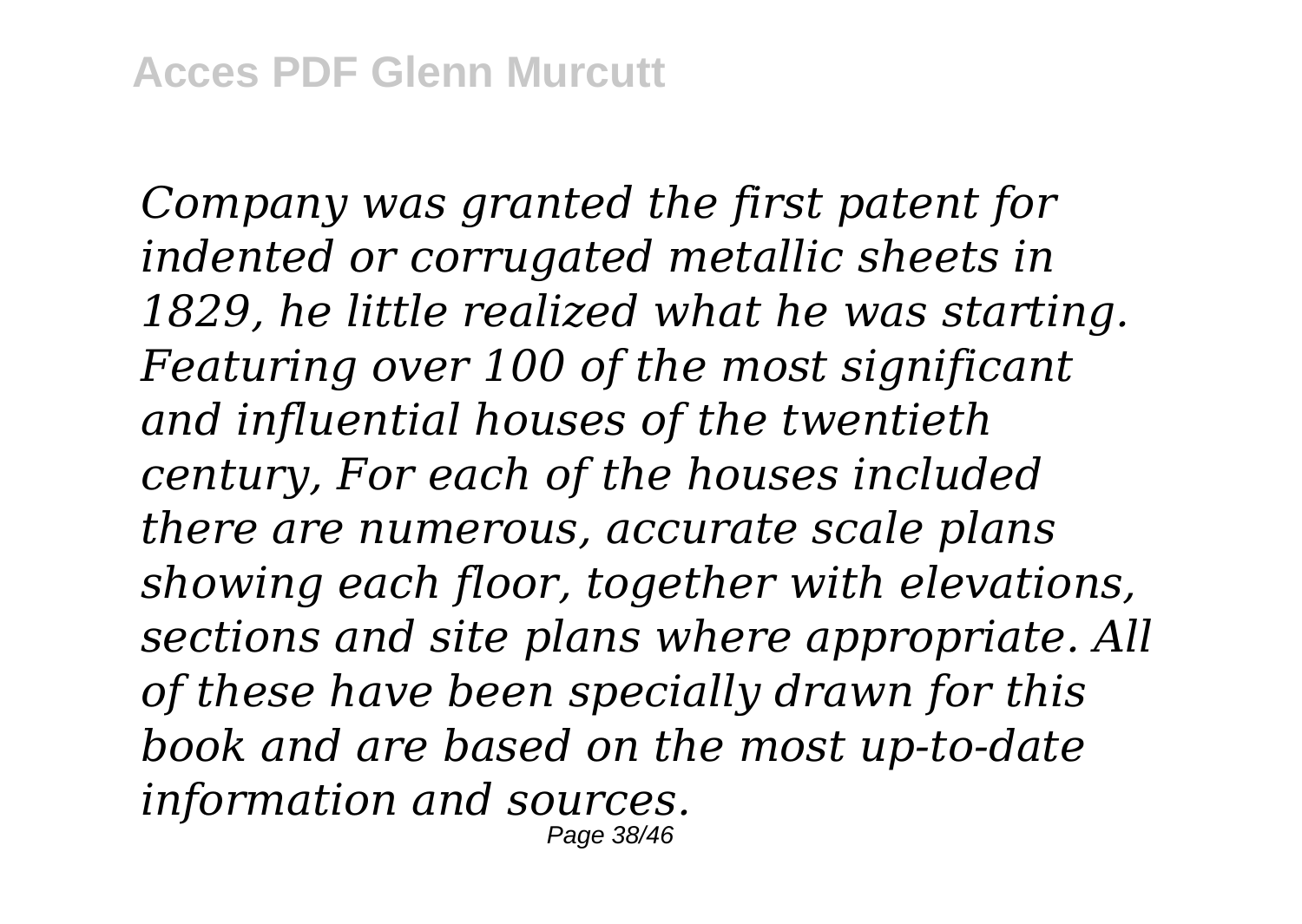*Company was granted the first patent for indented or corrugated metallic sheets in 1829, he little realized what he was starting. Featuring over 100 of the most significant and influential houses of the twentieth century, For each of the houses included there are numerous, accurate scale plans showing each floor, together with elevations, sections and site plans where appropriate. All of these have been specially drawn for this book and are based on the most up-to-date information and sources.*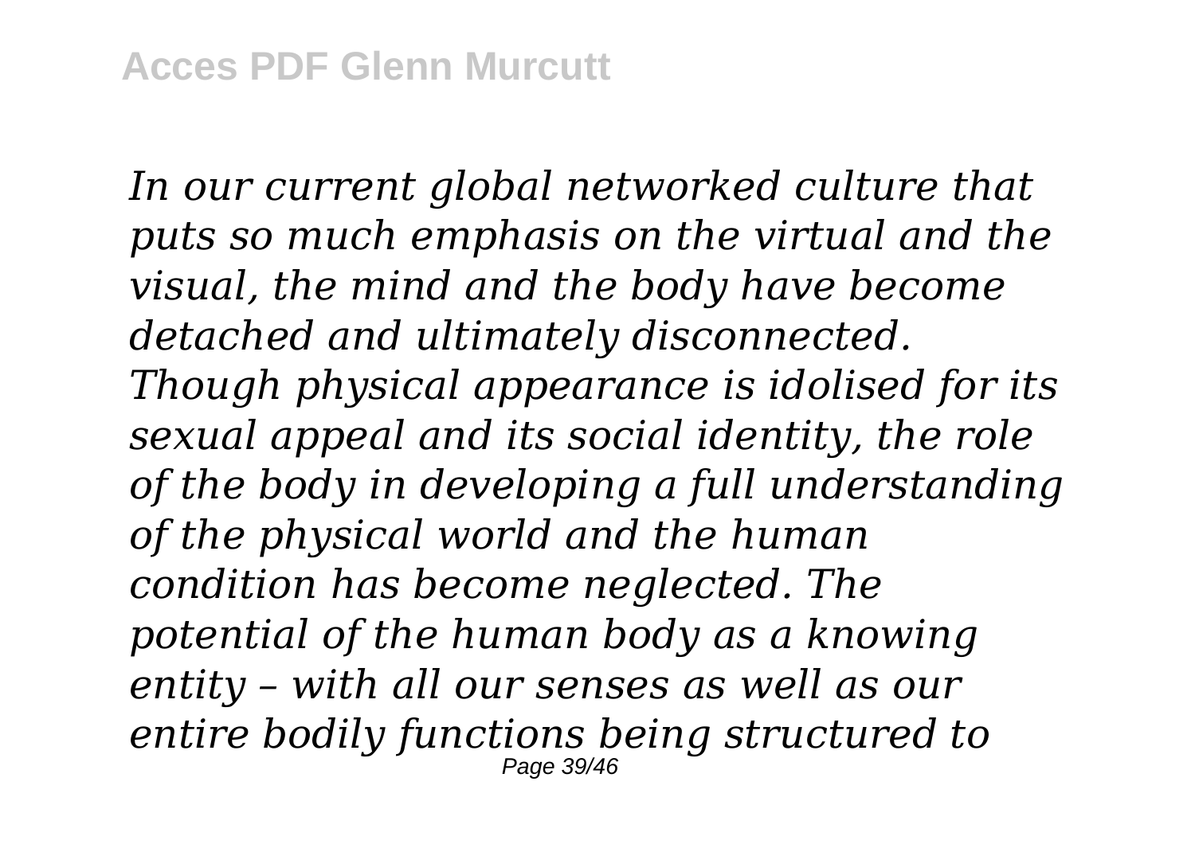*In our current global networked culture that puts so much emphasis on the virtual and the visual, the mind and the body have become detached and ultimately disconnected. Though physical appearance is idolised for its sexual appeal and its social identity, the role of the body in developing a full understanding of the physical world and the human condition has become neglected. The potential of the human body as a knowing entity – with all our senses as well as our entire bodily functions being structured to*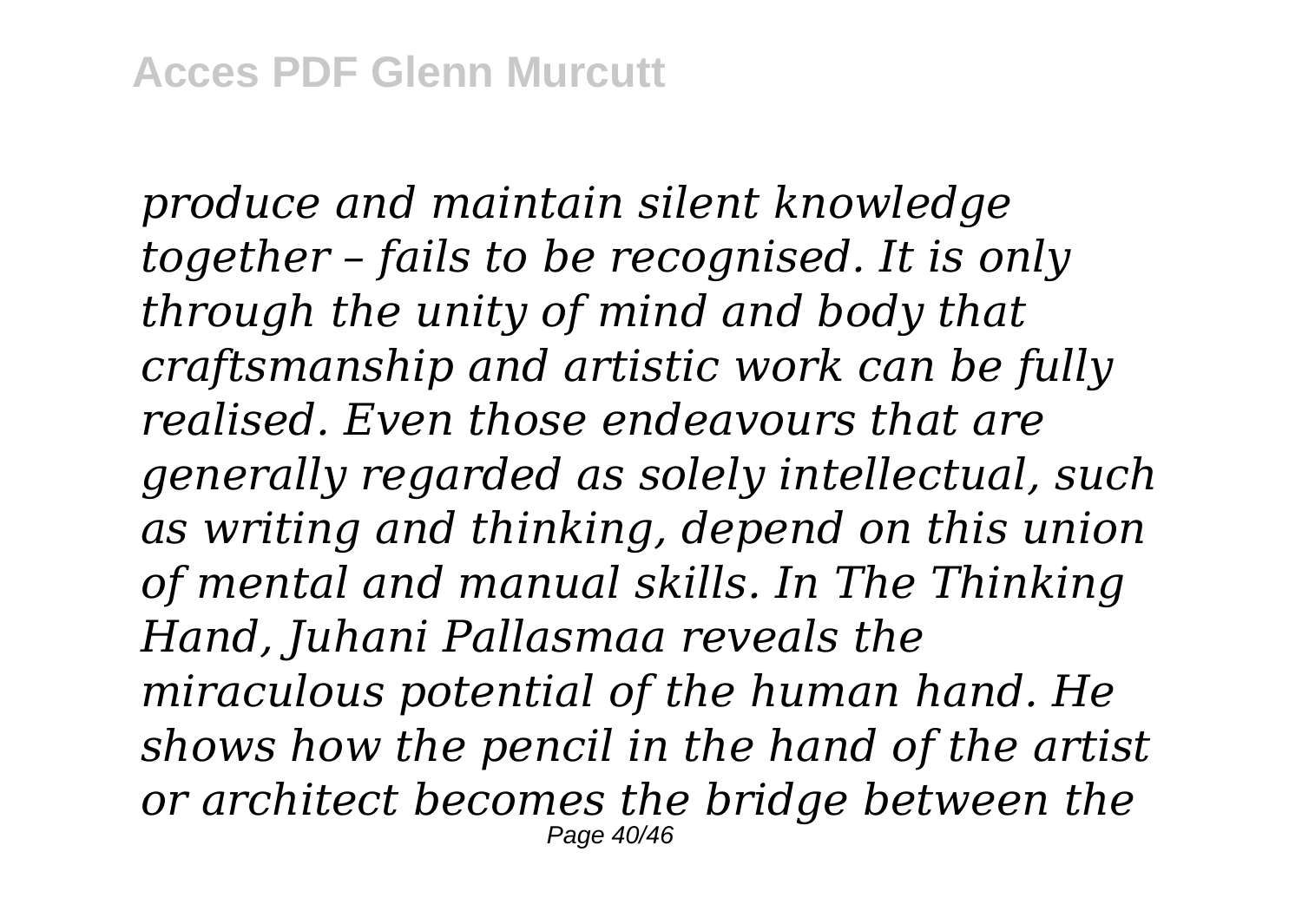*produce and maintain silent knowledge together – fails to be recognised. It is only through the unity of mind and body that craftsmanship and artistic work can be fully realised. Even those endeavours that are generally regarded as solely intellectual, such as writing and thinking, depend on this union of mental and manual skills. In The Thinking Hand, Juhani Pallasmaa reveals the miraculous potential of the human hand. He shows how the pencil in the hand of the artist or architect becomes the bridge between the*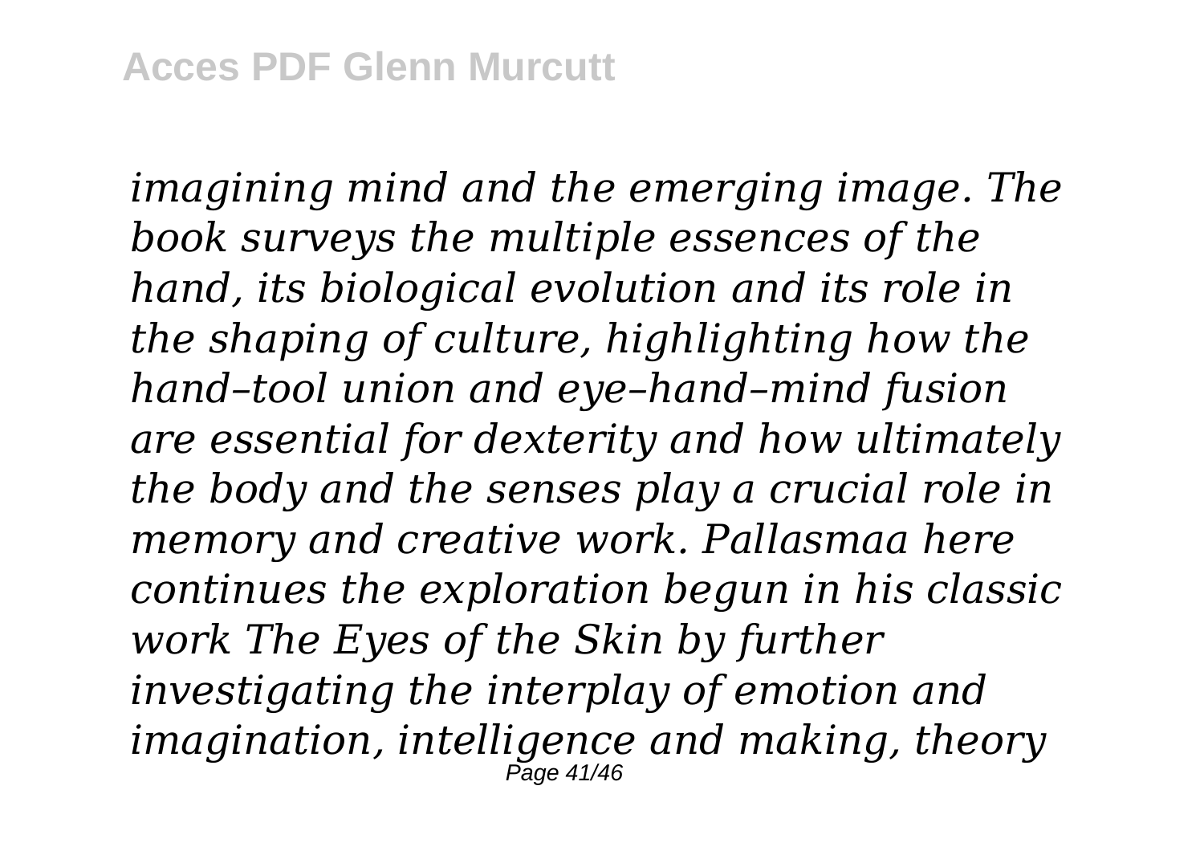*imagining mind and the emerging image. The book surveys the multiple essences of the hand, its biological evolution and its role in the shaping of culture, highlighting how the hand–tool union and eye–hand–mind fusion are essential for dexterity and how ultimately the body and the senses play a crucial role in memory and creative work. Pallasmaa here continues the exploration begun in his classic work The Eyes of the Skin by further investigating the interplay of emotion and imagination, intelligence and making, theory*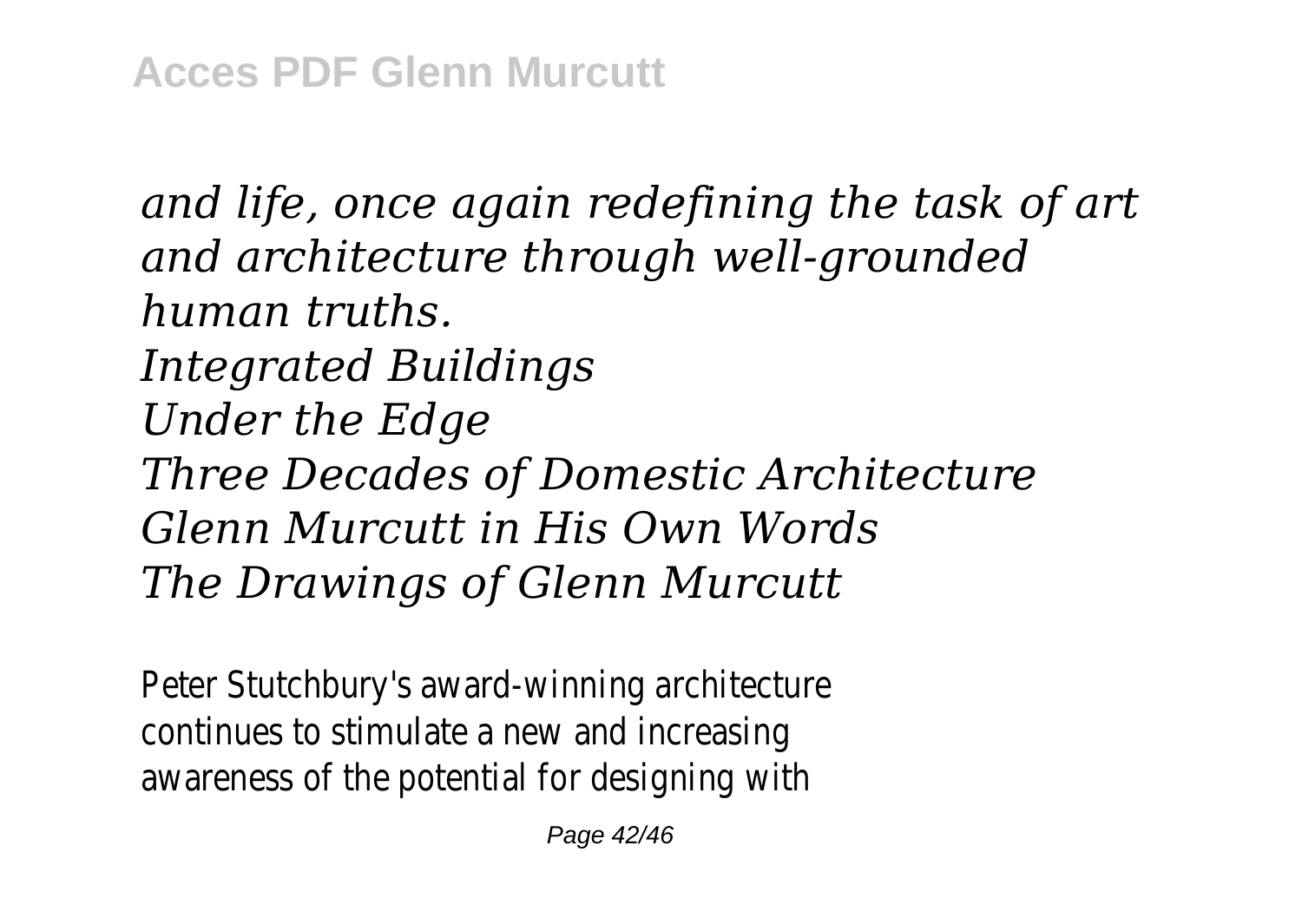*and life, once again redefining the task of art and architecture through well-grounded human truths.*

*Integrated Buildings*

*Under the Edge*

*Three Decades of Domestic Architecture*

*Glenn Murcutt in His Own Words*

*The Drawings of Glenn Murcutt*

Peter Stutchbury's award-winning architecture continues to stimulate a new and increasing awareness of the potential for designing with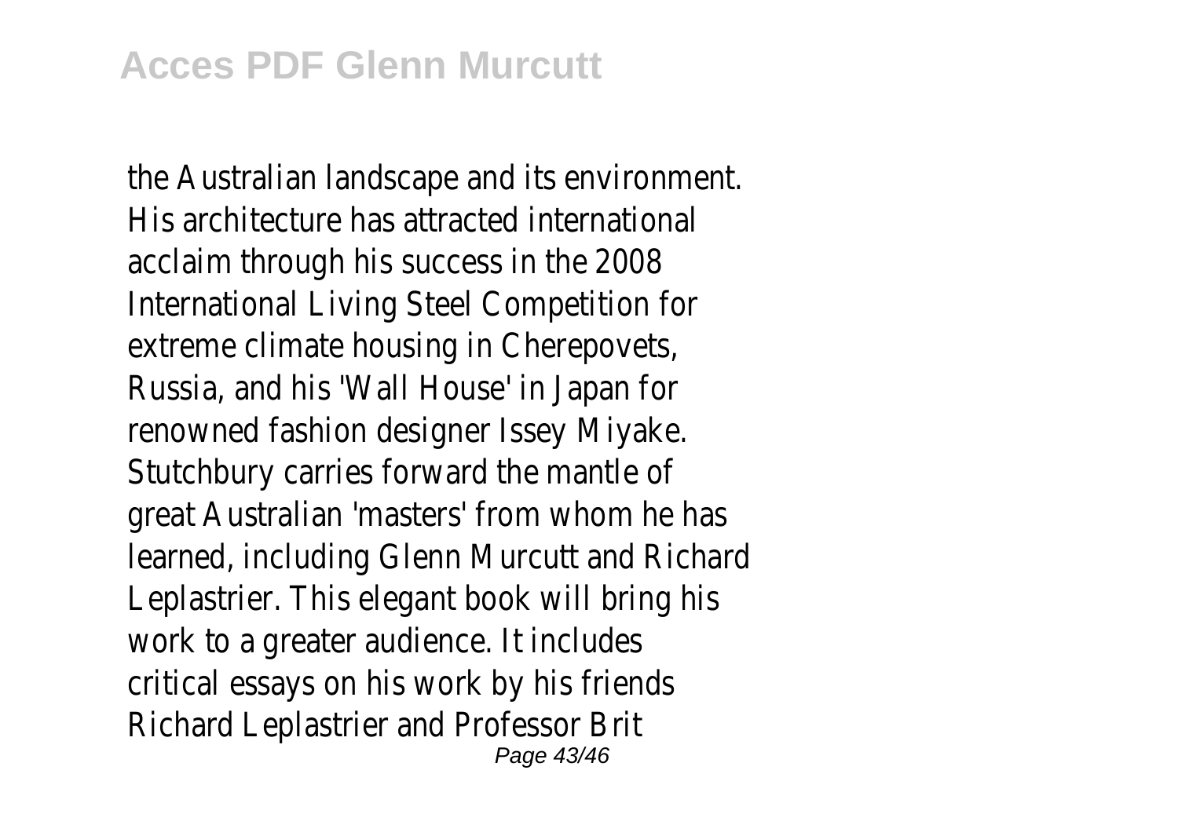the Australian landscape and its environment. His architecture has attracted international acclaim through his success in the 2008 International Living Steel Competition for extreme climate housing in Cherepovets, Russia, and his 'Wall House' in Japan for renowned fashion designer Issey Miyake. Stutchbury carries forward the mantle of great Australian 'masters' from whom he has learned, including Glenn Murcutt and Richard Leplastrier. This elegant book will bring his work to a greater audience. It includes critical essays on his work by his friends Richard Leplastrier and Professor Brit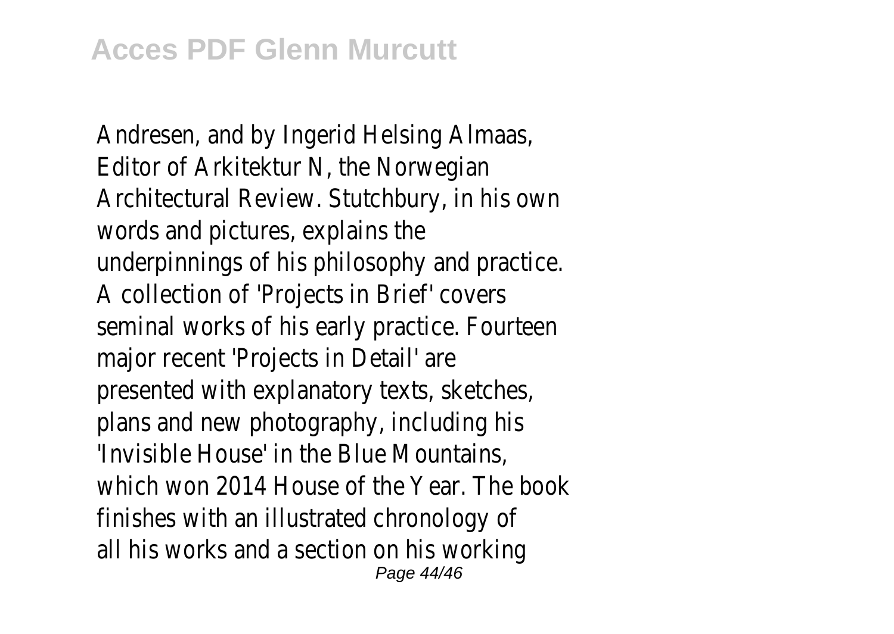Andresen, and by Ingerid Helsing Almaas, Editor of Arkitektur N, the Norwegian Architectural Review. Stutchbury, in his own words and pictures, explains the underpinnings of his philosophy and practice. A collection of 'Projects in Brief' covers seminal works of his early practice. Fourteen major recent 'Projects in Detail' are presented with explanatory texts, sketches, plans and new photography, including his 'Invisible House' in the Blue Mountains, which won 2014 House of the Year. The book finishes with an illustrated chronology of all his works and a section on his working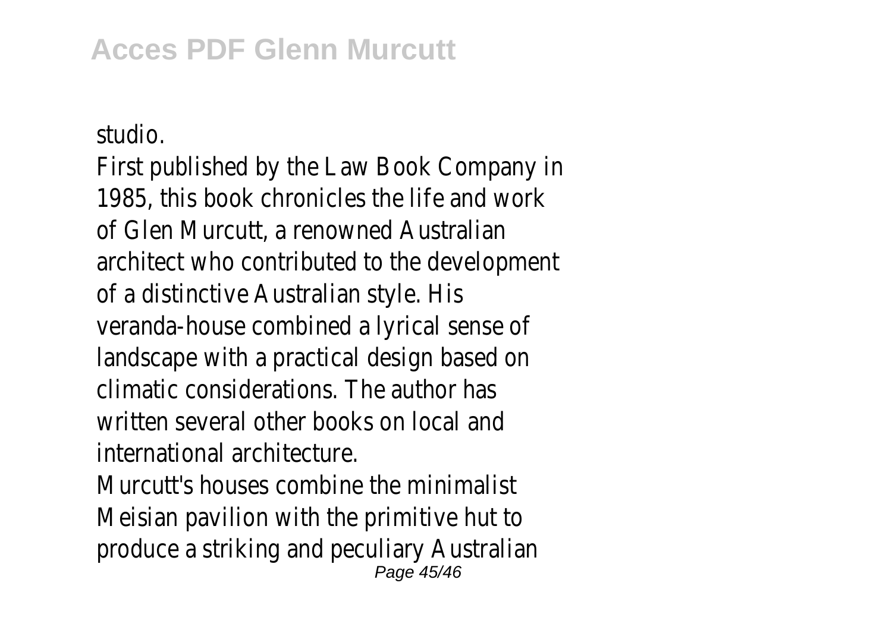studio.

First published by the Law Book Company in 1985, this book chronicles the life and work of Glen Murcutt, a renowned Australian architect who contributed to the development of a distinctive Australian style. His veranda-house combined a lyrical sense of landscape with a practical design based on climatic considerations. The author has written several other books on local and international architecture.

Murcutt's houses combine the minimalist Meisian pavilion with the primitive hut to produce a striking and peculiary Australian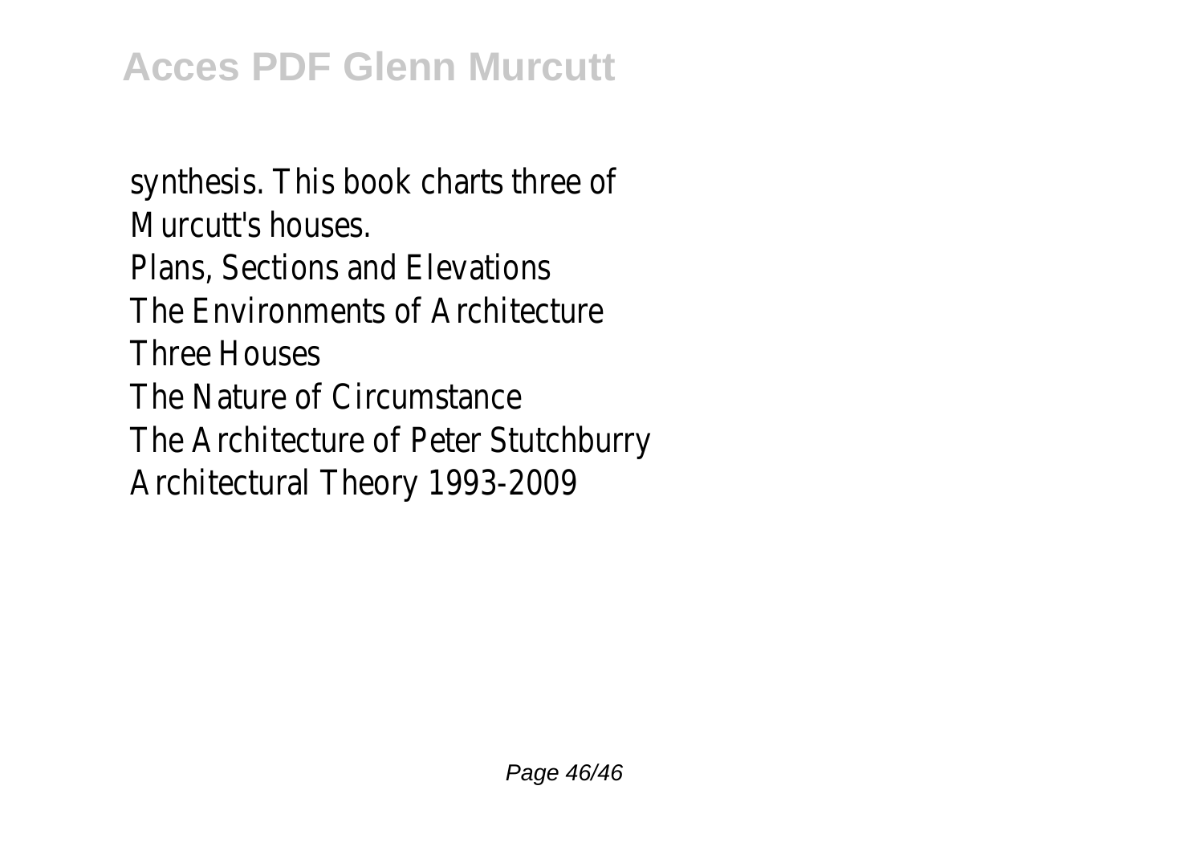synthesis. This book charts three of Murcutt's houses.

Plans, Sections and Elevations

The Environments of Architecture

Three Houses

The Nature of Circumstance

The Architecture of Peter Stutchburry

Architectural Theory 1993-2009